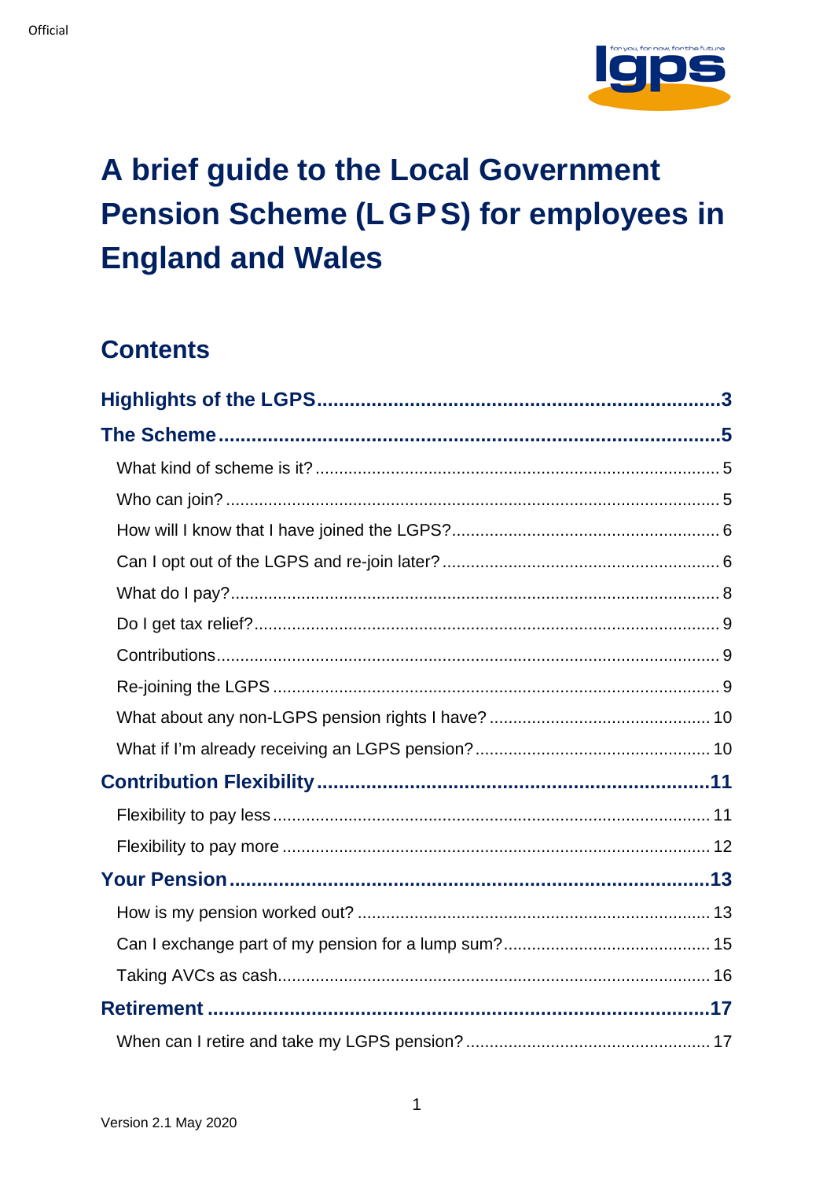# A brief guide to the Local Government Pension Scheme (LGPS) for employees in England and Wales

## Contents

**Highlights of the LGPS** ..... 3

**The Scheme** ..... 5

- What kind of scheme is it? ..... 5
- Who can join? ..... 5
- How will I know that I have joined the LGPS? ..... 6
- Can I opt out of the LGPS and re-join later? ..... 6
- What do I pay? ..... 8
- Do I get tax relief? ..... 9
- Contributions ..... 9
- Re-joining the LGPS ..... 9
- What about any non-LGPS pension rights I have? ..... 10
- What if I'm already receiving an LGPS pension? ..... 10

**Contribution Flexibility** ..... 11

- Flexibility to pay less ..... 11
- Flexibility to pay more ..... 12

**Your Pension** ..... 13

- How is my pension worked out? ..... 13
- Can I exchange part of my pension for a lump sum? ..... 15
- Taking AVCs as cash ..... 16

**Retirement** ..... 17

- When can I retire and take my LGPS pension? ..... 17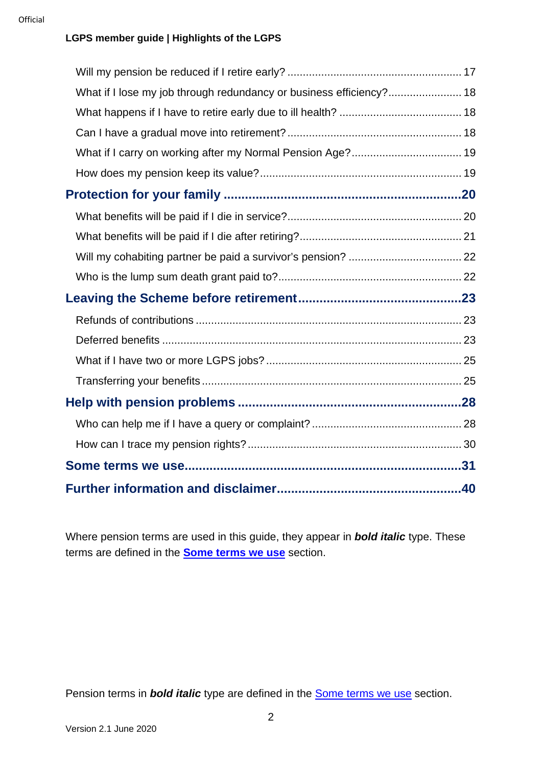- Will my pension be reduced if I retire early? ........................................................ 17
- What if I lose my job through redundancy or business efficiency?........................ 18
- What happens if I have to retire early due to ill health? ....................................... 18
- Can I have a gradual move into retirement? ......................................................... 18
- What if I carry on working after my Normal Pension Age? ................................... 19
- How does my pension keep its value? .................................................................. 19

**Protection for your family .................................................................. 20**

- What benefits will be paid if I die in service? ........................................................ 20
- What benefits will be paid if I die after retiring? .................................................... 21
- Will my cohabiting partner be paid a survivor's pension? ..................................... 22
- Who is the lump sum death grant paid to? ............................................................ 22

**Leaving the Scheme before retirement .............................................. 23**

- Refunds of contributions ....................................................................................... 23
- Deferred benefits ................................................................................................... 23
- What if I have two or more LGPS jobs? ................................................................ 25
- Transferring your benefits ..................................................................................... 25

**Help with pension problems ............................................................... 28**

- Who can help me if I have a query or complaint? ................................................. 28
- How can I trace my pension rights? ...................................................................... 30

**Some terms we use ............................................................................. 31**

**Further information and disclaimer .................................................... 40**

Where pension terms are used in this guide, they appear in ***bold italic*** type. These terms are defined in the **Some terms we use** section.

Pension terms in ***bold italic*** type are defined in the Some terms we use section.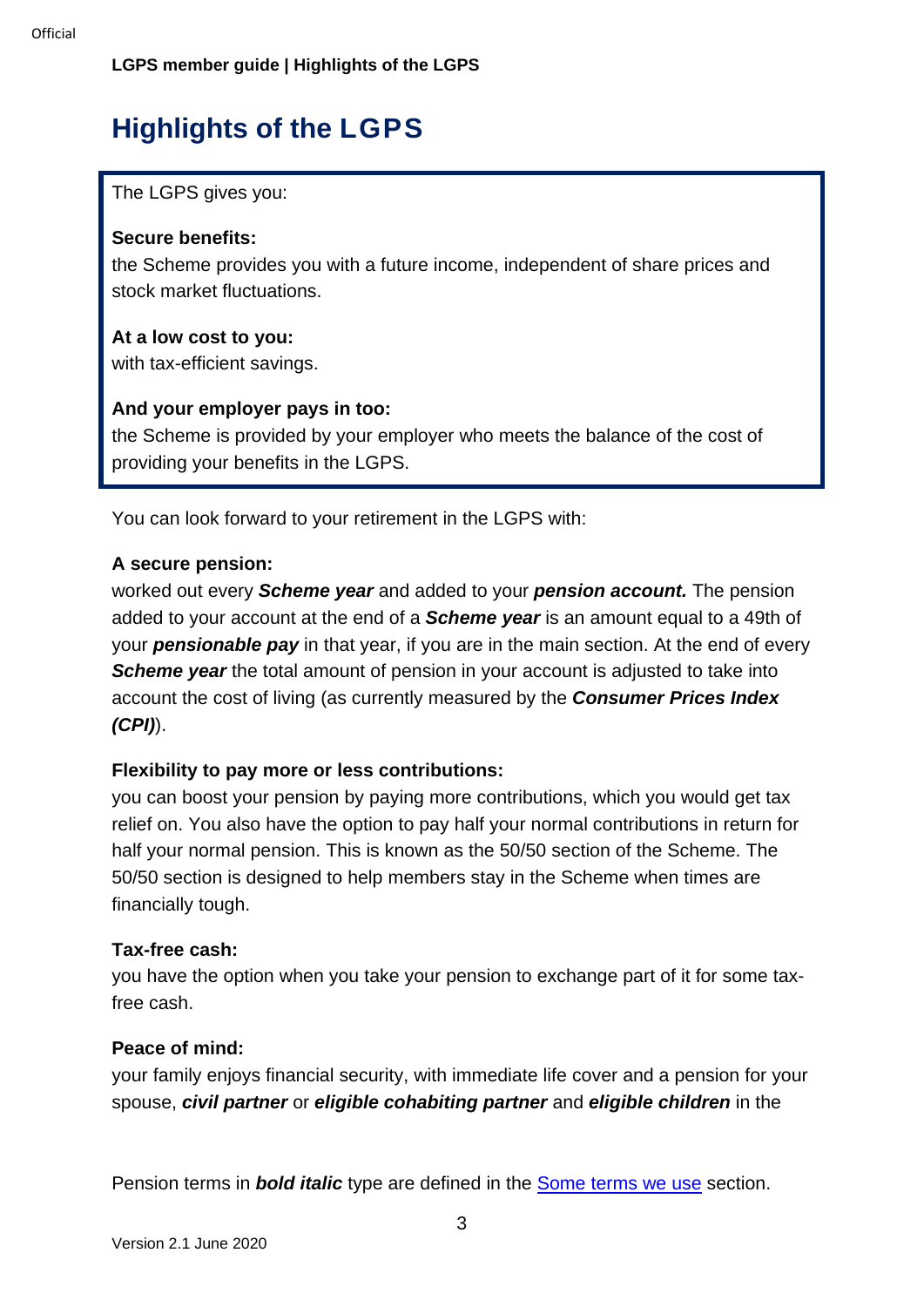# Highlights of the LGPS

The LGPS gives you:

**Secure benefits:**
the Scheme provides you with a future income, independent of share prices and stock market fluctuations.

**At a low cost to you:**
with tax-efficient savings.

**And your employer pays in too:**
the Scheme is provided by your employer who meets the balance of the cost of providing your benefits in the LGPS.

You can look forward to your retirement in the LGPS with:

**A secure pension:**
worked out every ***Scheme year*** and added to your ***pension account.*** The pension added to your account at the end of a ***Scheme year*** is an amount equal to a 49th of your ***pensionable pay*** in that year, if you are in the main section. At the end of every ***Scheme year*** the total amount of pension in your account is adjusted to take into account the cost of living (as currently measured by the ***Consumer Prices Index (CPI)***).

**Flexibility to pay more or less contributions:**
you can boost your pension by paying more contributions, which you would get tax relief on. You also have the option to pay half your normal contributions in return for half your normal pension. This is known as the 50/50 section of the Scheme. The 50/50 section is designed to help members stay in the Scheme when times are financially tough.

**Tax-free cash:**
you have the option when you take your pension to exchange part of it for some tax-free cash.

**Peace of mind:**
your family enjoys financial security, with immediate life cover and a pension for your spouse, ***civil partner*** or ***eligible cohabiting partner*** and ***eligible children*** in the

Pension terms in ***bold italic*** type are defined in the [Some terms we use] section.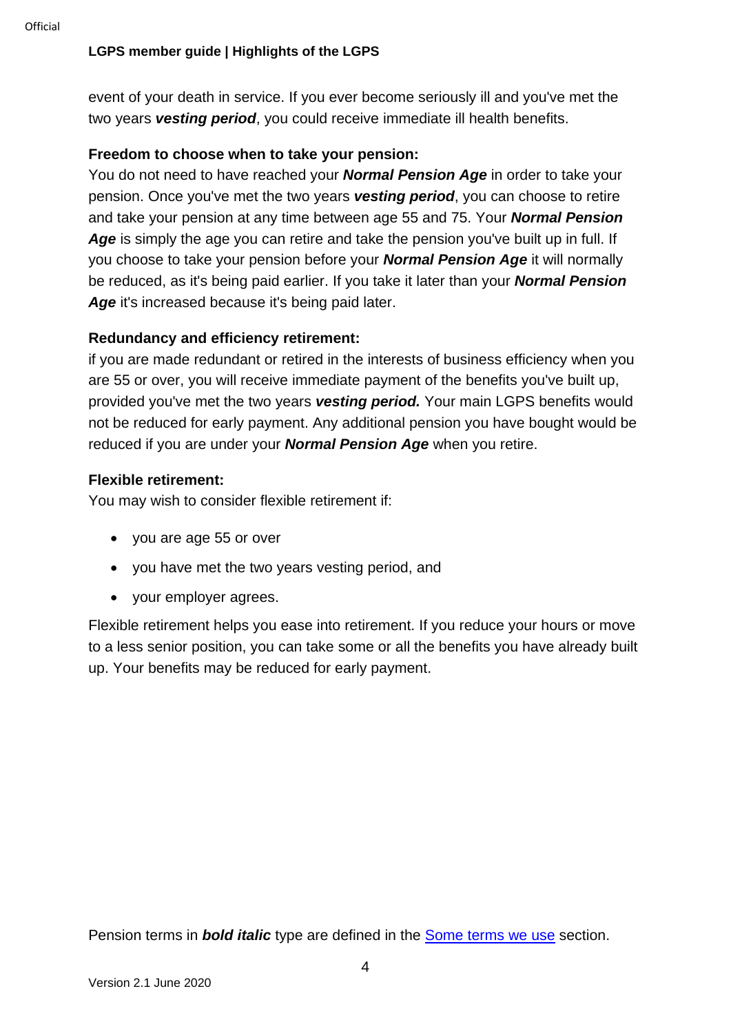event of your death in service. If you ever become seriously ill and you've met the two years ***vesting period***, you could receive immediate ill health benefits.

**Freedom to choose when to take your pension:**

You do not need to have reached your ***Normal Pension Age*** in order to take your pension. Once you've met the two years ***vesting period***, you can choose to retire and take your pension at any time between age 55 and 75. Your ***Normal Pension Age*** is simply the age you can retire and take the pension you've built up in full. If you choose to take your pension before your ***Normal Pension Age*** it will normally be reduced, as it's being paid earlier. If you take it later than your ***Normal Pension Age*** it's increased because it's being paid later.

**Redundancy and efficiency retirement:**

if you are made redundant or retired in the interests of business efficiency when you are 55 or over, you will receive immediate payment of the benefits you've built up, provided you've met the two years ***vesting period.*** Your main LGPS benefits would not be reduced for early payment. Any additional pension you have bought would be reduced if you are under your ***Normal Pension Age*** when you retire.

**Flexible retirement:**

You may wish to consider flexible retirement if:

- you are age 55 or over
- you have met the two years vesting period, and
- your employer agrees.

Flexible retirement helps you ease into retirement. If you reduce your hours or move to a less senior position, you can take some or all the benefits you have already built up. Your benefits may be reduced for early payment.

Pension terms in ***bold italic*** type are defined in the Some terms we use section.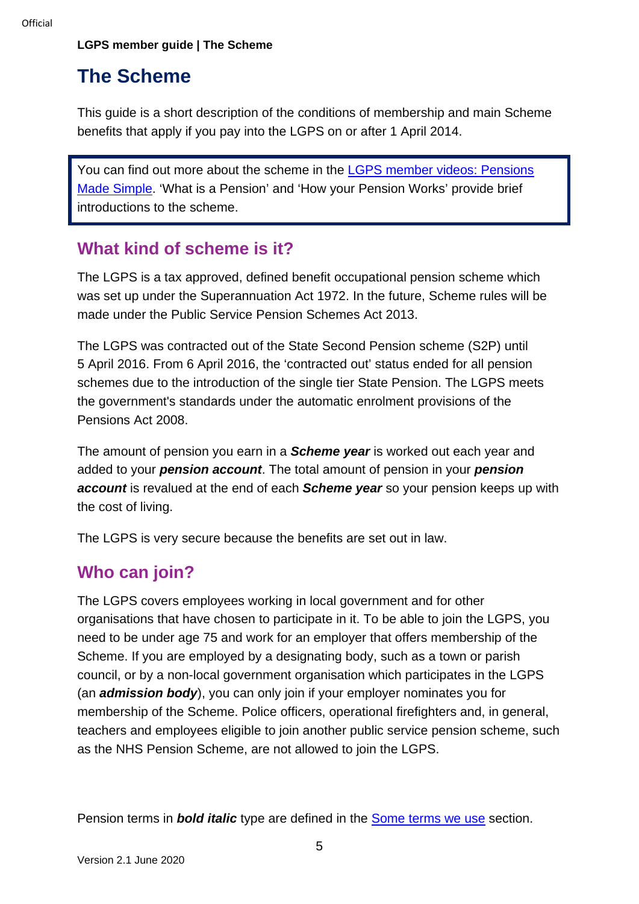# The Scheme

This guide is a short description of the conditions of membership and main Scheme benefits that apply if you pay into the LGPS on or after 1 April 2014.

> You can find out more about the scheme in the [LGPS member videos: Pensions Made Simple](). 'What is a Pension' and 'How your Pension Works' provide brief introductions to the scheme.

## What kind of scheme is it?

The LGPS is a tax approved, defined benefit occupational pension scheme which was set up under the Superannuation Act 1972. In the future, Scheme rules will be made under the Public Service Pension Schemes Act 2013.

The LGPS was contracted out of the State Second Pension scheme (S2P) until 5 April 2016. From 6 April 2016, the 'contracted out' status ended for all pension schemes due to the introduction of the single tier State Pension. The LGPS meets the government's standards under the automatic enrolment provisions of the Pensions Act 2008.

The amount of pension you earn in a ***Scheme year*** is worked out each year and added to your ***pension account***. The total amount of pension in your ***pension account*** is revalued at the end of each ***Scheme year*** so your pension keeps up with the cost of living.

The LGPS is very secure because the benefits are set out in law.

## Who can join?

The LGPS covers employees working in local government and for other organisations that have chosen to participate in it. To be able to join the LGPS, you need to be under age 75 and work for an employer that offers membership of the Scheme. If you are employed by a designating body, such as a town or parish council, or by a non-local government organisation which participates in the LGPS (an ***admission body***), you can only join if your employer nominates you for membership of the Scheme. Police officers, operational firefighters and, in general, teachers and employees eligible to join another public service pension scheme, such as the NHS Pension Scheme, are not allowed to join the LGPS.

Pension terms in ***bold italic*** type are defined in the [Some terms we use]() section.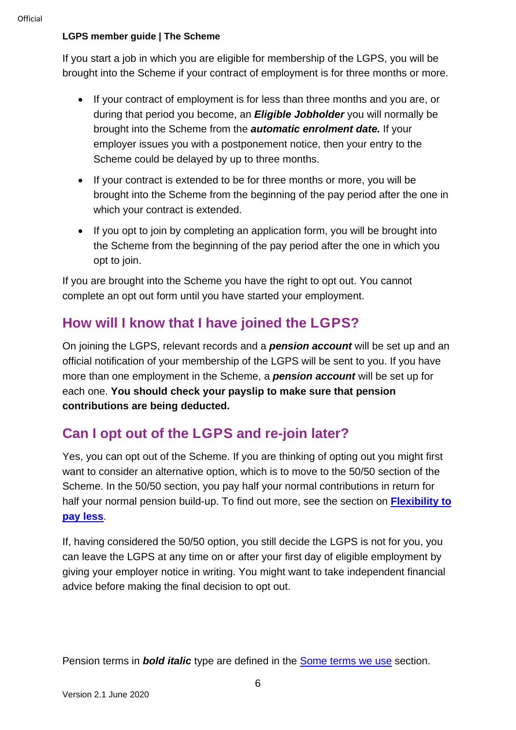If you start a job in which you are eligible for membership of the LGPS, you will be brought into the Scheme if your contract of employment is for three months or more.

- If your contract of employment is for less than three months and you are, or during that period you become, an ***Eligible Jobholder*** you will normally be brought into the Scheme from the ***automatic enrolment date.*** If your employer issues you with a postponement notice, then your entry to the Scheme could be delayed by up to three months.
- If your contract is extended to be for three months or more, you will be brought into the Scheme from the beginning of the pay period after the one in which your contract is extended.
- If you opt to join by completing an application form, you will be brought into the Scheme from the beginning of the pay period after the one in which you opt to join.

If you are brought into the Scheme you have the right to opt out. You cannot complete an opt out form until you have started your employment.

## How will I know that I have joined the LGPS?

On joining the LGPS, relevant records and a ***pension account*** will be set up and an official notification of your membership of the LGPS will be sent to you. If you have more than one employment in the Scheme, a ***pension account*** will be set up for each one. **You should check your payslip to make sure that pension contributions are being deducted.**

## Can I opt out of the LGPS and re-join later?

Yes, you can opt out of the Scheme. If you are thinking of opting out you might first want to consider an alternative option, which is to move to the 50/50 section of the Scheme. In the 50/50 section, you pay half your normal contributions in return for half your normal pension build-up. To find out more, see the section on **Flexibility to pay less**.

If, having considered the 50/50 option, you still decide the LGPS is not for you, you can leave the LGPS at any time on or after your first day of eligible employment by giving your employer notice in writing. You might want to take independent financial advice before making the final decision to opt out.

Pension terms in ***bold italic*** type are defined in the Some terms we use section.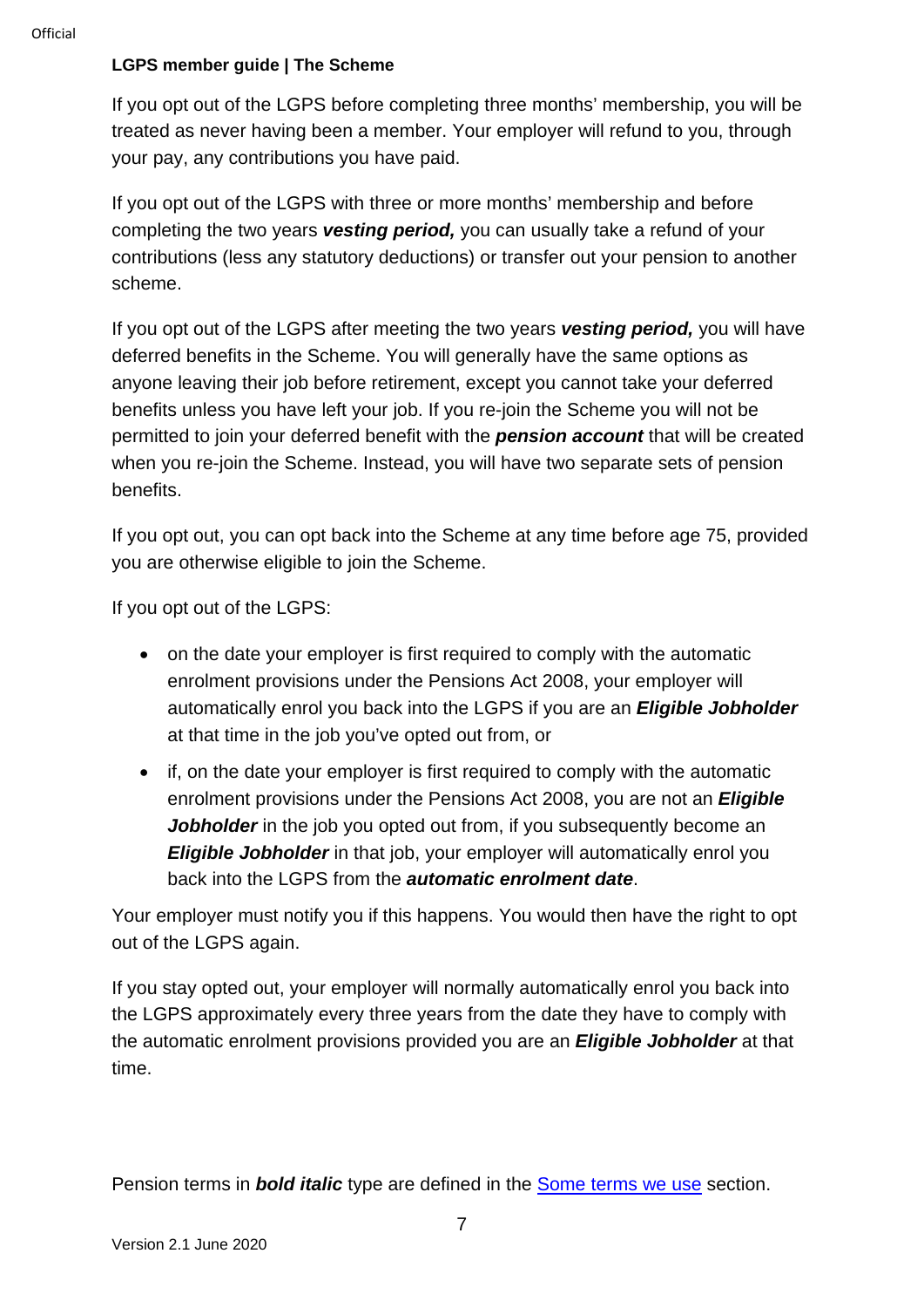If you opt out of the LGPS before completing three months' membership, you will be treated as never having been a member. Your employer will refund to you, through your pay, any contributions you have paid.

If you opt out of the LGPS with three or more months' membership and before completing the two years ***vesting period,*** you can usually take a refund of your contributions (less any statutory deductions) or transfer out your pension to another scheme.

If you opt out of the LGPS after meeting the two years ***vesting period,*** you will have deferred benefits in the Scheme. You will generally have the same options as anyone leaving their job before retirement, except you cannot take your deferred benefits unless you have left your job. If you re-join the Scheme you will not be permitted to join your deferred benefit with the ***pension account*** that will be created when you re-join the Scheme. Instead, you will have two separate sets of pension benefits.

If you opt out, you can opt back into the Scheme at any time before age 75, provided you are otherwise eligible to join the Scheme.

If you opt out of the LGPS:

- on the date your employer is first required to comply with the automatic enrolment provisions under the Pensions Act 2008, your employer will automatically enrol you back into the LGPS if you are an ***Eligible Jobholder*** at that time in the job you've opted out from, or
- if, on the date your employer is first required to comply with the automatic enrolment provisions under the Pensions Act 2008, you are not an ***Eligible Jobholder*** in the job you opted out from, if you subsequently become an ***Eligible Jobholder*** in that job, your employer will automatically enrol you back into the LGPS from the ***automatic enrolment date***.

Your employer must notify you if this happens. You would then have the right to opt out of the LGPS again.

If you stay opted out, your employer will normally automatically enrol you back into the LGPS approximately every three years from the date they have to comply with the automatic enrolment provisions provided you are an ***Eligible Jobholder*** at that time.

Pension terms in ***bold italic*** type are defined in the [Some terms we use] section.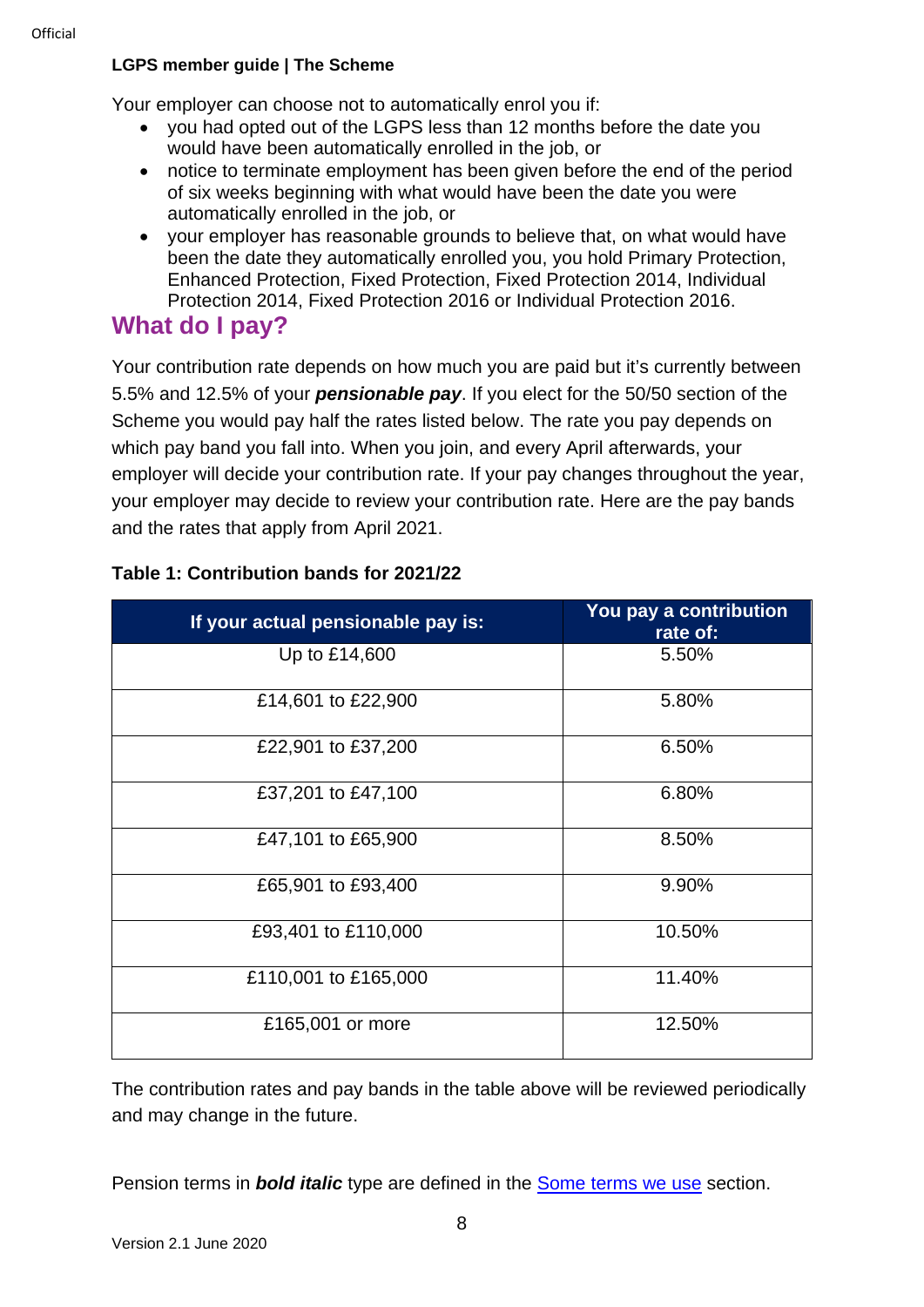Your employer can choose not to automatically enrol you if:

- you had opted out of the LGPS less than 12 months before the date you would have been automatically enrolled in the job, or
- notice to terminate employment has been given before the end of the period of six weeks beginning with what would have been the date you were automatically enrolled in the job, or
- your employer has reasonable grounds to believe that, on what would have been the date they automatically enrolled you, you hold Primary Protection, Enhanced Protection, Fixed Protection, Fixed Protection 2014, Individual Protection 2014, Fixed Protection 2016 or Individual Protection 2016.

## What do I pay?

Your contribution rate depends on how much you are paid but it's currently between 5.5% and 12.5% of your ***pensionable pay***. If you elect for the 50/50 section of the Scheme you would pay half the rates listed below. The rate you pay depends on which pay band you fall into. When you join, and every April afterwards, your employer will decide your contribution rate. If your pay changes throughout the year, your employer may decide to review your contribution rate. Here are the pay bands and the rates that apply from April 2021.

**Table 1: Contribution bands for 2021/22**

| If your actual pensionable pay is: | You pay a contribution rate of: |
|---|---|
| Up to £14,600 | 5.50% |
| £14,601 to £22,900 | 5.80% |
| £22,901 to £37,200 | 6.50% |
| £37,201 to £47,100 | 6.80% |
| £47,101 to £65,900 | 8.50% |
| £65,901 to £93,400 | 9.90% |
| £93,401 to £110,000 | 10.50% |
| £110,001 to £165,000 | 11.40% |
| £165,001 or more | 12.50% |

The contribution rates and pay bands in the table above will be reviewed periodically and may change in the future.

Pension terms in ***bold italic*** type are defined in the Some terms we use section.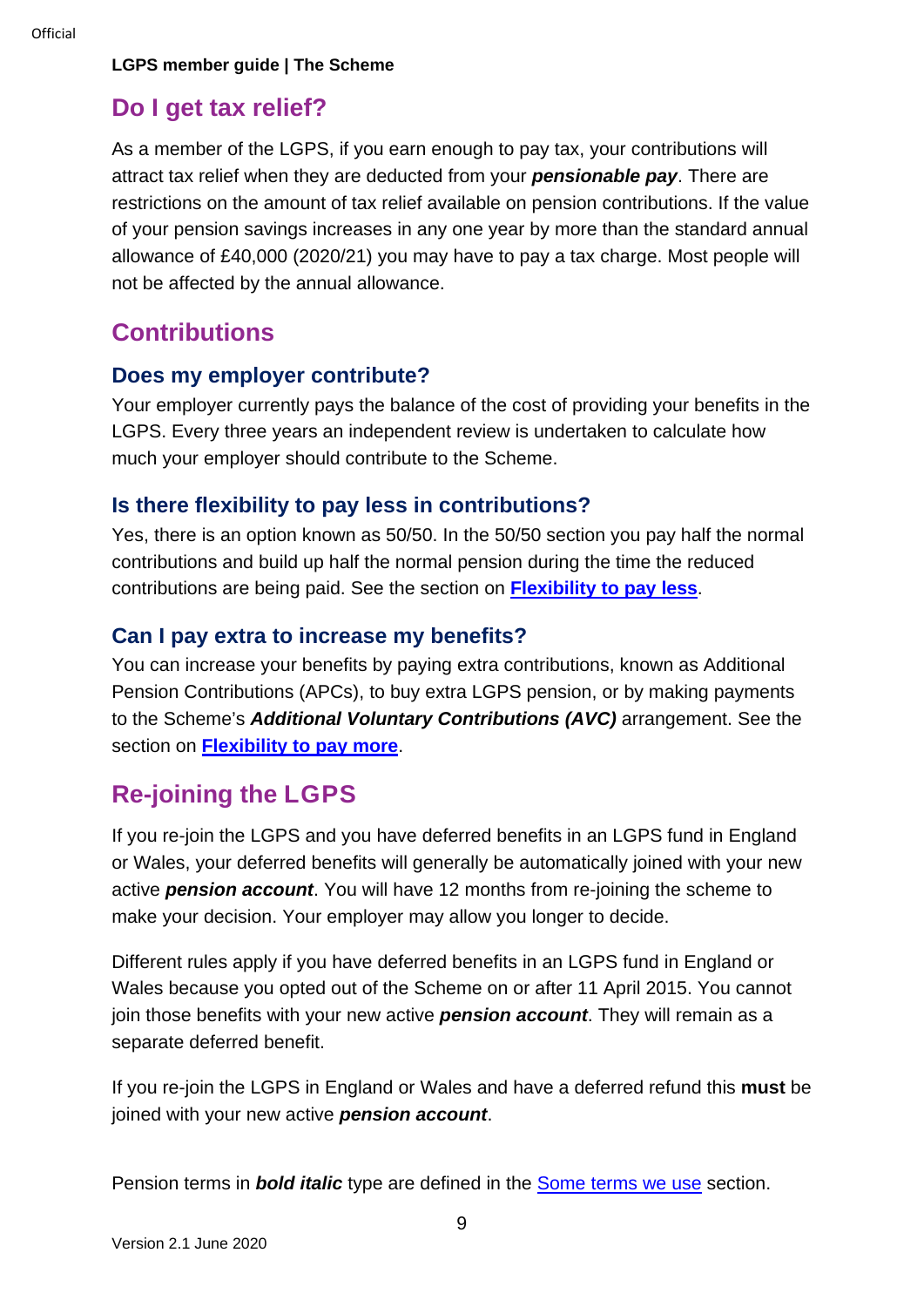## Do I get tax relief?

As a member of the LGPS, if you earn enough to pay tax, your contributions will attract tax relief when they are deducted from your ***pensionable pay***. There are restrictions on the amount of tax relief available on pension contributions. If the value of your pension savings increases in any one year by more than the standard annual allowance of £40,000 (2020/21) you may have to pay a tax charge. Most people will not be affected by the annual allowance.

## Contributions

### Does my employer contribute?

Your employer currently pays the balance of the cost of providing your benefits in the LGPS. Every three years an independent review is undertaken to calculate how much your employer should contribute to the Scheme.

### Is there flexibility to pay less in contributions?

Yes, there is an option known as 50/50. In the 50/50 section you pay half the normal contributions and build up half the normal pension during the time the reduced contributions are being paid. See the section on **Flexibility to pay less**.

### Can I pay extra to increase my benefits?

You can increase your benefits by paying extra contributions, known as Additional Pension Contributions (APCs), to buy extra LGPS pension, or by making payments to the Scheme's ***Additional Voluntary Contributions (AVC)*** arrangement. See the section on **Flexibility to pay more**.

## Re-joining the LGPS

If you re-join the LGPS and you have deferred benefits in an LGPS fund in England or Wales, your deferred benefits will generally be automatically joined with your new active ***pension account***. You will have 12 months from re-joining the scheme to make your decision. Your employer may allow you longer to decide.

Different rules apply if you have deferred benefits in an LGPS fund in England or Wales because you opted out of the Scheme on or after 11 April 2015. You cannot join those benefits with your new active ***pension account***. They will remain as a separate deferred benefit.

If you re-join the LGPS in England or Wales and have a deferred refund this **must** be joined with your new active ***pension account***.

Pension terms in ***bold italic*** type are defined in the Some terms we use section.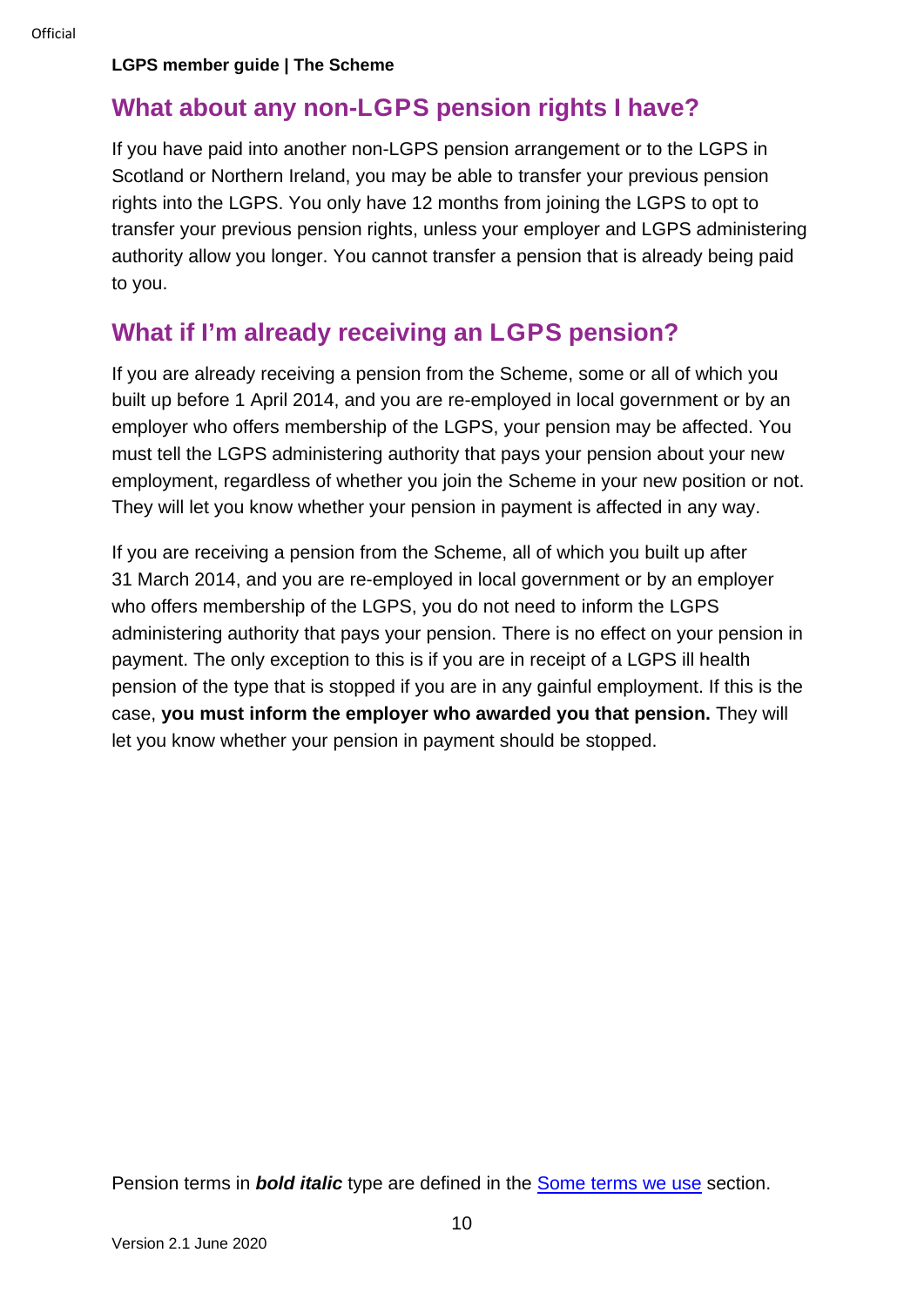## What about any non-LGPS pension rights I have?

If you have paid into another non-LGPS pension arrangement or to the LGPS in Scotland or Northern Ireland, you may be able to transfer your previous pension rights into the LGPS. You only have 12 months from joining the LGPS to opt to transfer your previous pension rights, unless your employer and LGPS administering authority allow you longer. You cannot transfer a pension that is already being paid to you.

## What if I'm already receiving an LGPS pension?

If you are already receiving a pension from the Scheme, some or all of which you built up before 1 April 2014, and you are re-employed in local government or by an employer who offers membership of the LGPS, your pension may be affected. You must tell the LGPS administering authority that pays your pension about your new employment, regardless of whether you join the Scheme in your new position or not. They will let you know whether your pension in payment is affected in any way.

If you are receiving a pension from the Scheme, all of which you built up after 31 March 2014, and you are re-employed in local government or by an employer who offers membership of the LGPS, you do not need to inform the LGPS administering authority that pays your pension. There is no effect on your pension in payment. The only exception to this is if you are in receipt of a LGPS ill health pension of the type that is stopped if you are in any gainful employment. If this is the case, **you must inform the employer who awarded you that pension.** They will let you know whether your pension in payment should be stopped.

Pension terms in ***bold italic*** type are defined in the Some terms we use section.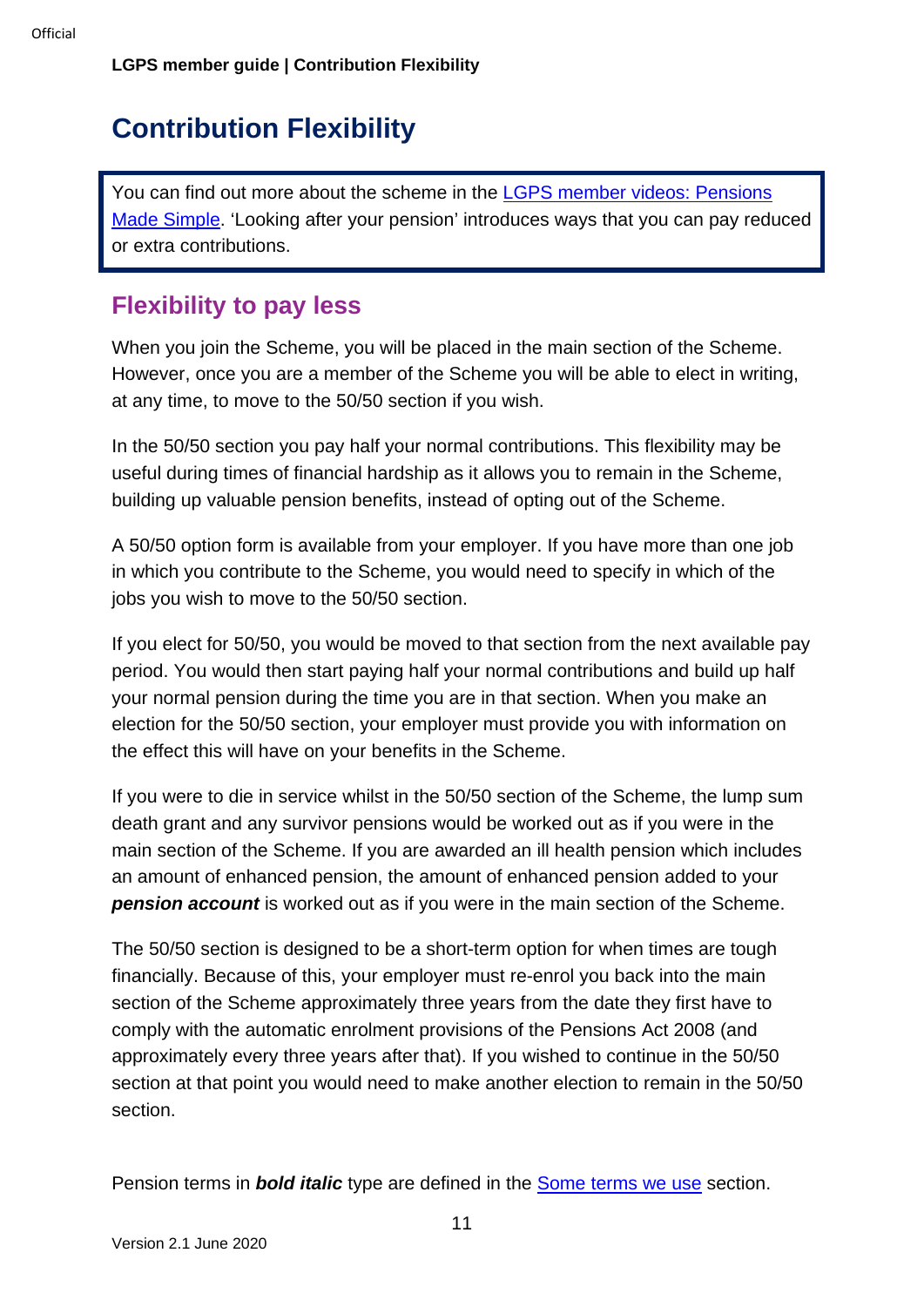# Contribution Flexibility

You can find out more about the scheme in the LGPS member videos: Pensions Made Simple. 'Looking after your pension' introduces ways that you can pay reduced or extra contributions.

## Flexibility to pay less

When you join the Scheme, you will be placed in the main section of the Scheme. However, once you are a member of the Scheme you will be able to elect in writing, at any time, to move to the 50/50 section if you wish.

In the 50/50 section you pay half your normal contributions. This flexibility may be useful during times of financial hardship as it allows you to remain in the Scheme, building up valuable pension benefits, instead of opting out of the Scheme.

A 50/50 option form is available from your employer. If you have more than one job in which you contribute to the Scheme, you would need to specify in which of the jobs you wish to move to the 50/50 section.

If you elect for 50/50, you would be moved to that section from the next available pay period. You would then start paying half your normal contributions and build up half your normal pension during the time you are in that section. When you make an election for the 50/50 section, your employer must provide you with information on the effect this will have on your benefits in the Scheme.

If you were to die in service whilst in the 50/50 section of the Scheme, the lump sum death grant and any survivor pensions would be worked out as if you were in the main section of the Scheme. If you are awarded an ill health pension which includes an amount of enhanced pension, the amount of enhanced pension added to your ***pension account*** is worked out as if you were in the main section of the Scheme.

The 50/50 section is designed to be a short-term option for when times are tough financially. Because of this, your employer must re-enrol you back into the main section of the Scheme approximately three years from the date they first have to comply with the automatic enrolment provisions of the Pensions Act 2008 (and approximately every three years after that). If you wished to continue in the 50/50 section at that point you would need to make another election to remain in the 50/50 section.

Pension terms in ***bold italic*** type are defined in the Some terms we use section.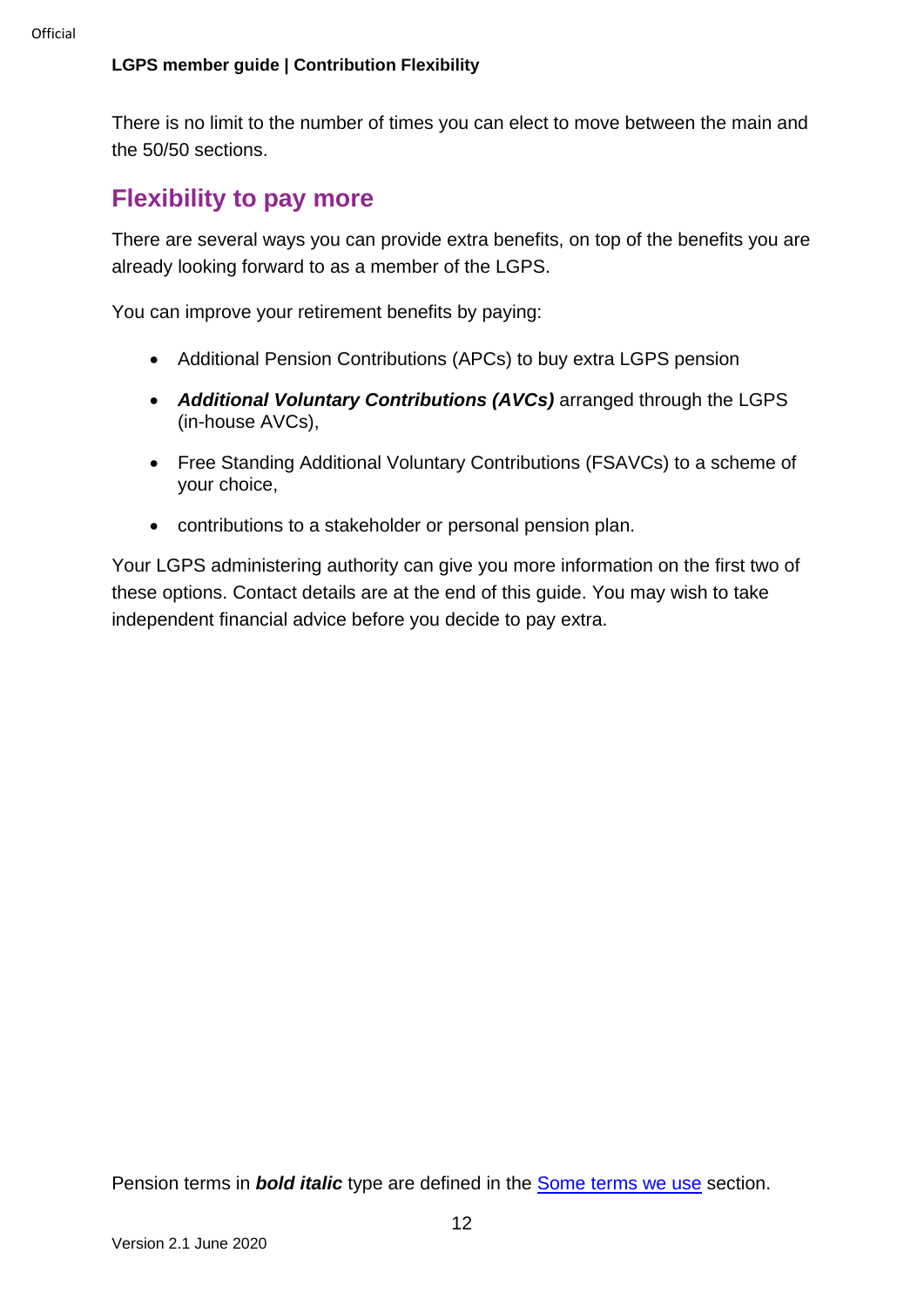There is no limit to the number of times you can elect to move between the main and the 50/50 sections.

## Flexibility to pay more

There are several ways you can provide extra benefits, on top of the benefits you are already looking forward to as a member of the LGPS.

You can improve your retirement benefits by paying:

- Additional Pension Contributions (APCs) to buy extra LGPS pension
- ***Additional Voluntary Contributions (AVCs)*** arranged through the LGPS (in-house AVCs),
- Free Standing Additional Voluntary Contributions (FSAVCs) to a scheme of your choice,
- contributions to a stakeholder or personal pension plan.

Your LGPS administering authority can give you more information on the first two of these options. Contact details are at the end of this guide. You may wish to take independent financial advice before you decide to pay extra.

Pension terms in ***bold italic*** type are defined in the [Some terms we use] section.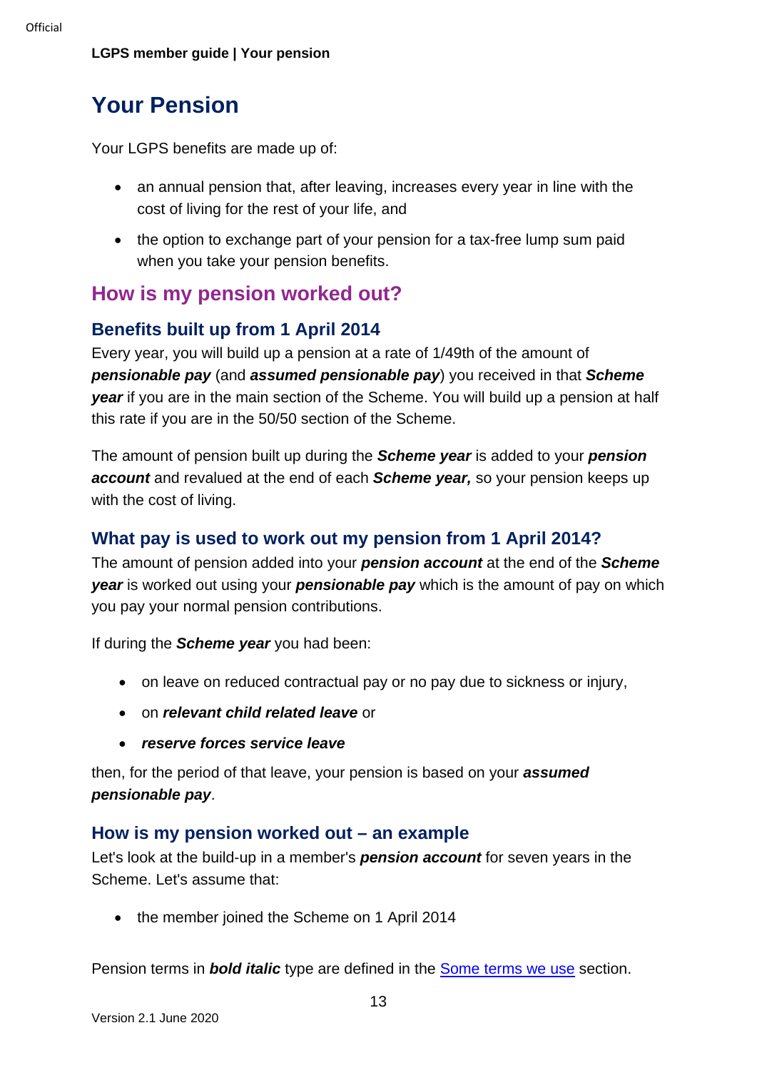# Your Pension

Your LGPS benefits are made up of:

- an annual pension that, after leaving, increases every year in line with the cost of living for the rest of your life, and
- the option to exchange part of your pension for a tax-free lump sum paid when you take your pension benefits.

## How is my pension worked out?

### Benefits built up from 1 April 2014

Every year, you will build up a pension at a rate of 1/49th of the amount of ***pensionable pay*** (and ***assumed pensionable pay***) you received in that ***Scheme year*** if you are in the main section of the Scheme. You will build up a pension at half this rate if you are in the 50/50 section of the Scheme.

The amount of pension built up during the ***Scheme year*** is added to your ***pension account*** and revalued at the end of each ***Scheme year,*** so your pension keeps up with the cost of living.

### What pay is used to work out my pension from 1 April 2014?

The amount of pension added into your ***pension account*** at the end of the ***Scheme year*** is worked out using your ***pensionable pay*** which is the amount of pay on which you pay your normal pension contributions.

If during the ***Scheme year*** you had been:

- on leave on reduced contractual pay or no pay due to sickness or injury,
- on ***relevant child related leave*** or
- ***reserve forces service leave***

then, for the period of that leave, your pension is based on your ***assumed pensionable pay***.

### How is my pension worked out – an example

Let's look at the build-up in a member's ***pension account*** for seven years in the Scheme. Let's assume that:

- the member joined the Scheme on 1 April 2014

Pension terms in ***bold italic*** type are defined in the Some terms we use section.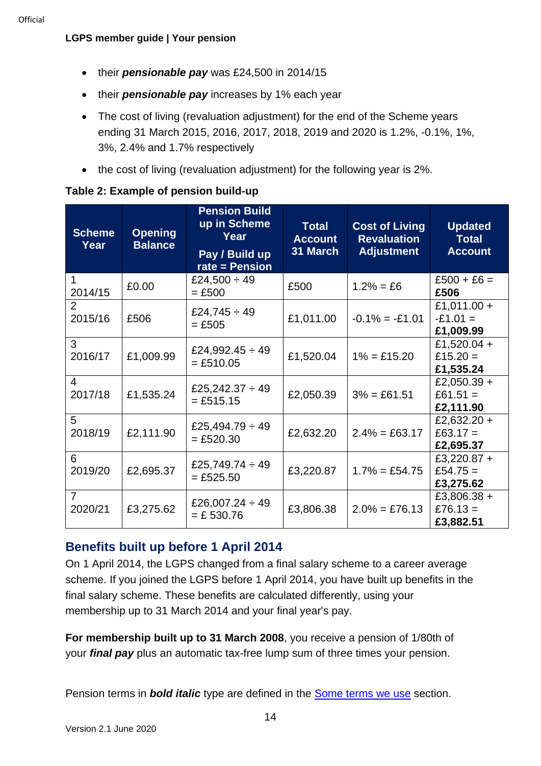- their ***pensionable pay*** was £24,500 in 2014/15
- their ***pensionable pay*** increases by 1% each year
- The cost of living (revaluation adjustment) for the end of the Scheme years ending 31 March 2015, 2016, 2017, 2018, 2019 and 2020 is 1.2%, -0.1%, 1%, 3%, 2.4% and 1.7% respectively
- the cost of living (revaluation adjustment) for the following year is 2%.

**Table 2: Example of pension build-up**

| Scheme Year | Opening Balance | Pension Build up in Scheme Year<br>Pay / Build up rate = Pension | Total Account 31 March | Cost of Living Revaluation Adjustment | Updated Total Account |
|---|---|---|---|---|---|
| 1<br>2014/15 | £0.00 | £24,500 ÷ 49<br>= £500 | £500 | 1.2% = £6 | £500 + £6 =<br>**£506** |
| 2<br>2015/16 | £506 | £24,745 ÷ 49<br>= £505 | £1,011.00 | -0.1% = -£1.01 | £1,011.00 +<br>-£1.01 =<br>**£1,009.99** |
| 3<br>2016/17 | £1,009.99 | £24,992.45 ÷ 49<br>= £510.05 | £1,520.04 | 1% = £15.20 | £1,520.04 +<br>£15.20 =<br>**£1,535.24** |
| 4<br>2017/18 | £1,535.24 | £25,242.37 ÷ 49<br>= £515.15 | £2,050.39 | 3% = £61.51 | £2,050.39 +<br>£61.51 =<br>**£2,111.90** |
| 5<br>2018/19 | £2,111.90 | £25,494.79 ÷ 49<br>= £520.30 | £2,632.20 | 2.4% = £63.17 | £2,632.20 +<br>£63.17 =<br>**£2,695.37** |
| 6<br>2019/20 | £2,695.37 | £25,749.74 ÷ 49<br>= £525.50 | £3,220.87 | 1.7% = £54.75 | £3,220.87 +<br>£54.75 =<br>**£3,275.62** |
| 7<br>2020/21 | £3,275.62 | £26,007.24 ÷ 49<br>= £ 530.76 | £3,806.38 | 2.0% = £76.13 | £3,806.38 +<br>£76.13 =<br>**£3,882.51** |

## Benefits built up before 1 April 2014

On 1 April 2014, the LGPS changed from a final salary scheme to a career average scheme. If you joined the LGPS before 1 April 2014, you have built up benefits in the final salary scheme. These benefits are calculated differently, using your membership up to 31 March 2014 and your final year's pay.

**For membership built up to 31 March 2008**, you receive a pension of 1/80th of your ***final pay*** plus an automatic tax-free lump sum of three times your pension.

Pension terms in ***bold italic*** type are defined in the Some terms we use section.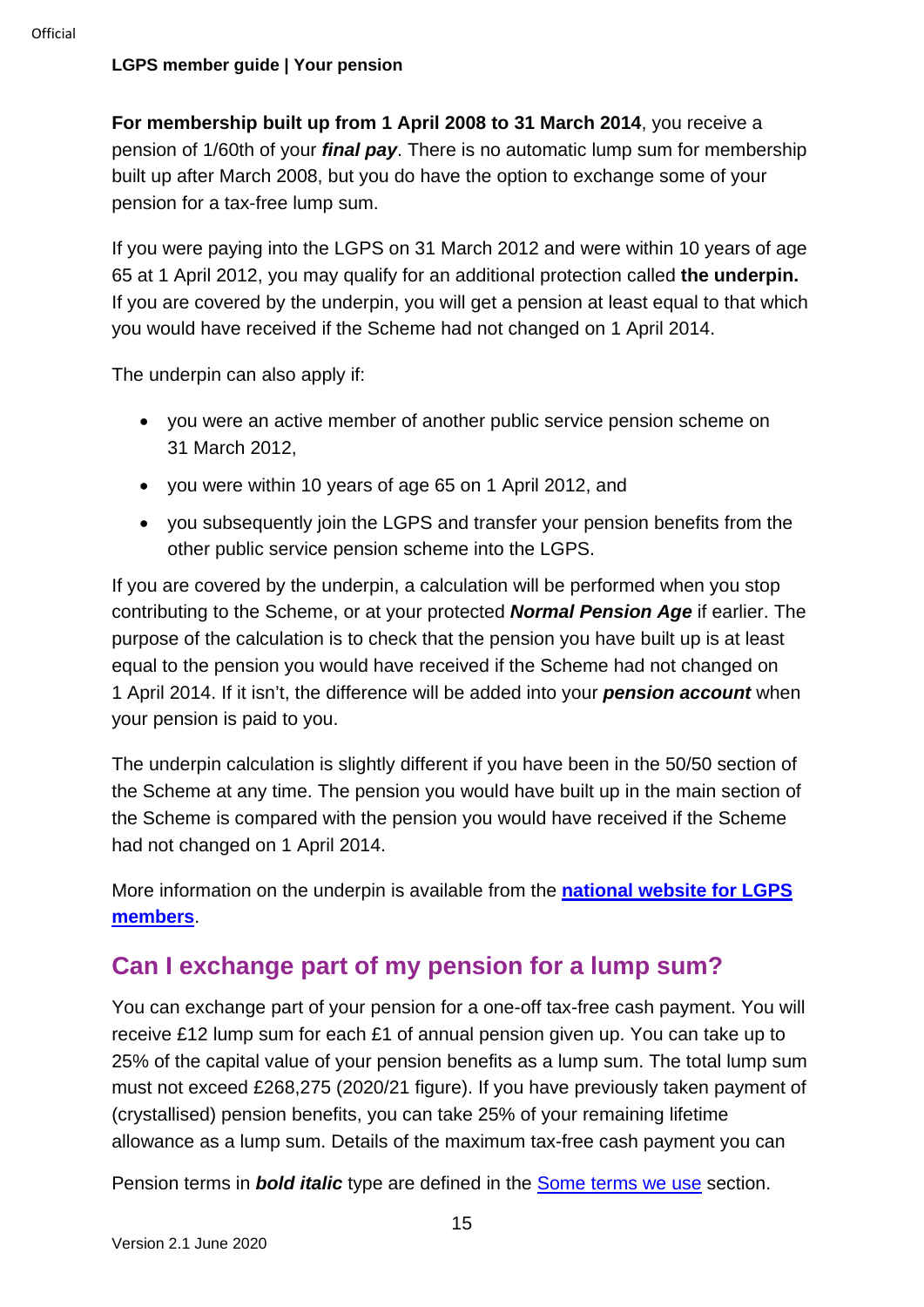**For membership built up from 1 April 2008 to 31 March 2014**, you receive a pension of 1/60th of your ***final pay***. There is no automatic lump sum for membership built up after March 2008, but you do have the option to exchange some of your pension for a tax-free lump sum.

If you were paying into the LGPS on 31 March 2012 and were within 10 years of age 65 at 1 April 2012, you may qualify for an additional protection called **the underpin.** If you are covered by the underpin, you will get a pension at least equal to that which you would have received if the Scheme had not changed on 1 April 2014.

The underpin can also apply if:

- you were an active member of another public service pension scheme on 31 March 2012,
- you were within 10 years of age 65 on 1 April 2012, and
- you subsequently join the LGPS and transfer your pension benefits from the other public service pension scheme into the LGPS.

If you are covered by the underpin, a calculation will be performed when you stop contributing to the Scheme, or at your protected ***Normal Pension Age*** if earlier. The purpose of the calculation is to check that the pension you have built up is at least equal to the pension you would have received if the Scheme had not changed on 1 April 2014. If it isn't, the difference will be added into your ***pension account*** when your pension is paid to you.

The underpin calculation is slightly different if you have been in the 50/50 section of the Scheme at any time. The pension you would have built up in the main section of the Scheme is compared with the pension you would have received if the Scheme had not changed on 1 April 2014.

More information on the underpin is available from the **national website for LGPS members**.

## Can I exchange part of my pension for a lump sum?

You can exchange part of your pension for a one-off tax-free cash payment. You will receive £12 lump sum for each £1 of annual pension given up. You can take up to 25% of the capital value of your pension benefits as a lump sum. The total lump sum must not exceed £268,275 (2020/21 figure). If you have previously taken payment of (crystallised) pension benefits, you can take 25% of your remaining lifetime allowance as a lump sum. Details of the maximum tax-free cash payment you can

Pension terms in ***bold italic*** type are defined in the Some terms we use section.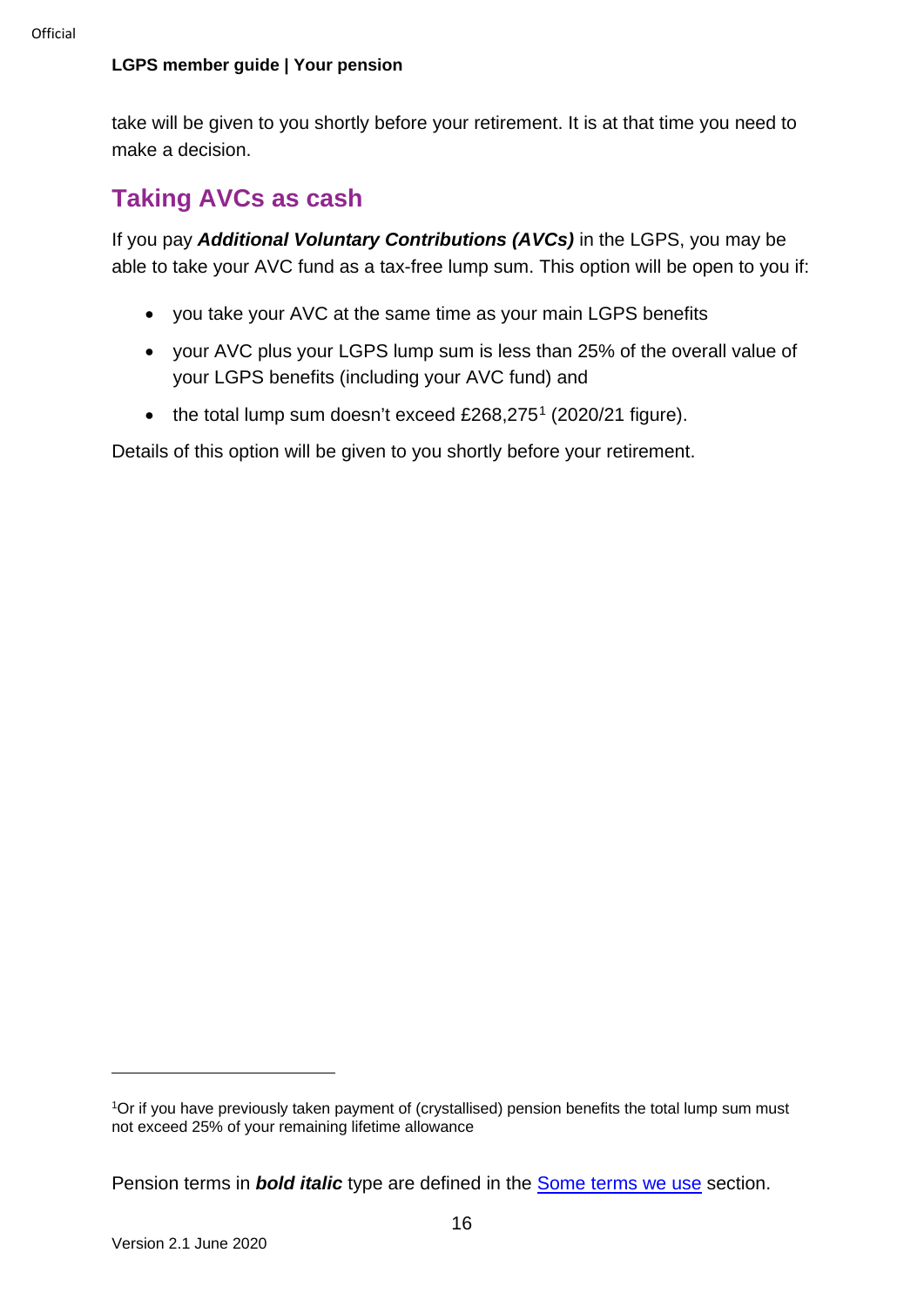take will be given to you shortly before your retirement. It is at that time you need to make a decision.

## Taking AVCs as cash

If you pay ***Additional Voluntary Contributions (AVCs)*** in the LGPS, you may be able to take your AVC fund as a tax-free lump sum. This option will be open to you if:

- you take your AVC at the same time as your main LGPS benefits
- your AVC plus your LGPS lump sum is less than 25% of the overall value of your LGPS benefits (including your AVC fund) and
- the total lump sum doesn't exceed £268,275[1] (2020/21 figure).

Details of this option will be given to you shortly before your retirement.

[1]Or if you have previously taken payment of (crystallised) pension benefits the total lump sum must not exceed 25% of your remaining lifetime allowance

Pension terms in ***bold italic*** type are defined in the Some terms we use section.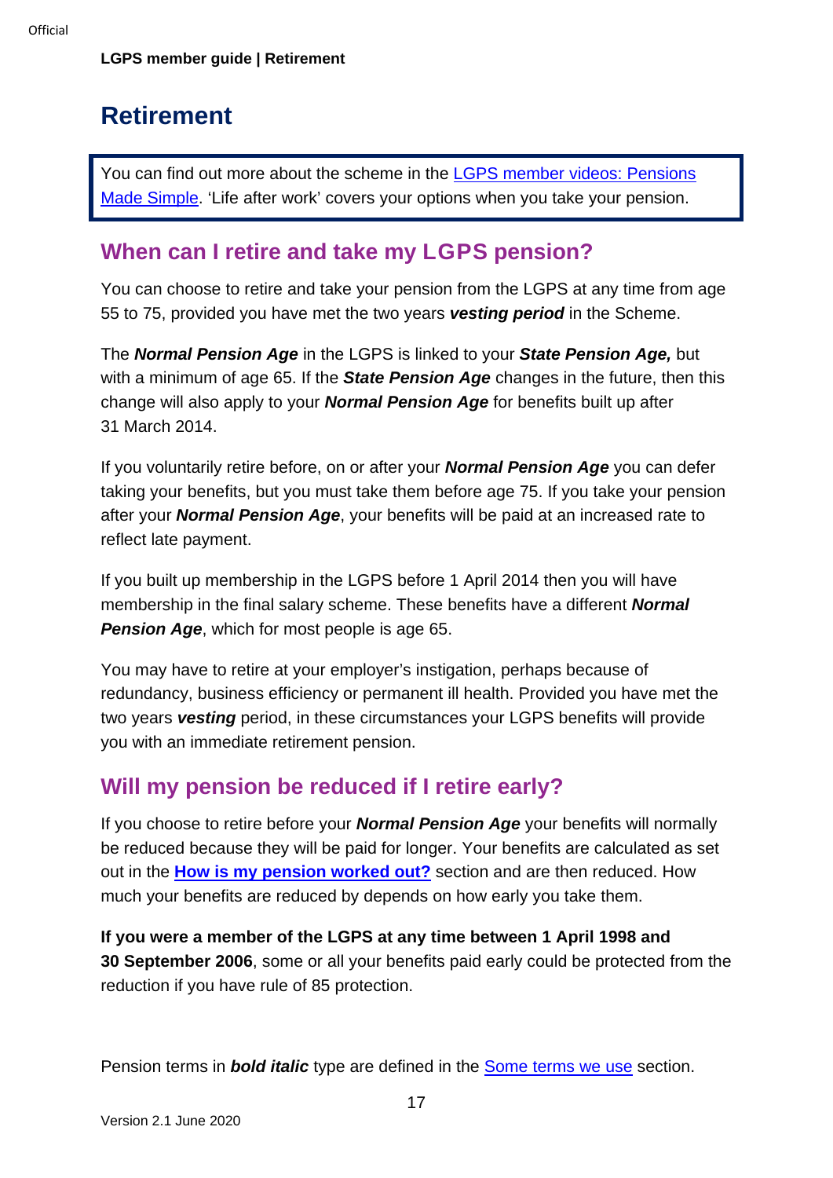# Retirement

You can find out more about the scheme in the LGPS member videos: Pensions Made Simple. 'Life after work' covers your options when you take your pension.

## When can I retire and take my LGPS pension?

You can choose to retire and take your pension from the LGPS at any time from age 55 to 75, provided you have met the two years ***vesting period*** in the Scheme.

The ***Normal Pension Age*** in the LGPS is linked to your ***State Pension Age,*** but with a minimum of age 65. If the ***State Pension Age*** changes in the future, then this change will also apply to your ***Normal Pension Age*** for benefits built up after 31 March 2014.

If you voluntarily retire before, on or after your ***Normal Pension Age*** you can defer taking your benefits, but you must take them before age 75. If you take your pension after your ***Normal Pension Age***, your benefits will be paid at an increased rate to reflect late payment.

If you built up membership in the LGPS before 1 April 2014 then you will have membership in the final salary scheme. These benefits have a different ***Normal Pension Age***, which for most people is age 65.

You may have to retire at your employer's instigation, perhaps because of redundancy, business efficiency or permanent ill health. Provided you have met the two years ***vesting*** period, in these circumstances your LGPS benefits will provide you with an immediate retirement pension.

## Will my pension be reduced if I retire early?

If you choose to retire before your ***Normal Pension Age*** your benefits will normally be reduced because they will be paid for longer. Your benefits are calculated as set out in the **How is my pension worked out?** section and are then reduced. How much your benefits are reduced by depends on how early you take them.

**If you were a member of the LGPS at any time between 1 April 1998 and 30 September 2006**, some or all your benefits paid early could be protected from the reduction if you have rule of 85 protection.

Pension terms in ***bold italic*** type are defined in the Some terms we use section.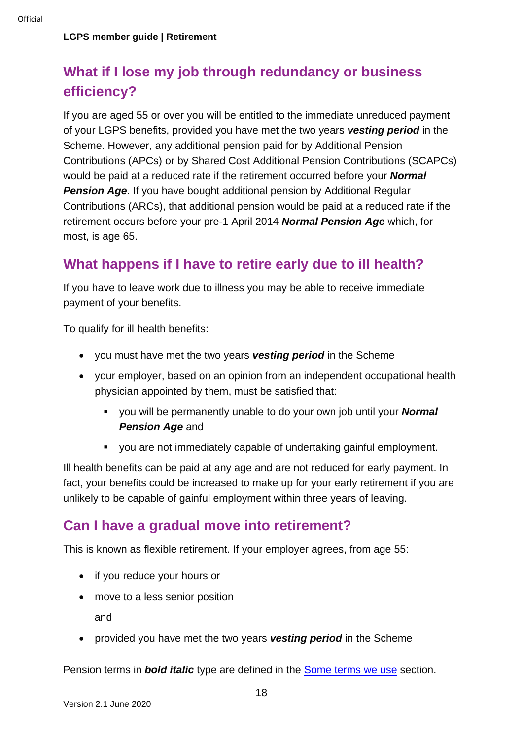## What if I lose my job through redundancy or business efficiency?

If you are aged 55 or over you will be entitled to the immediate unreduced payment of your LGPS benefits, provided you have met the two years ***vesting period*** in the Scheme. However, any additional pension paid for by Additional Pension Contributions (APCs) or by Shared Cost Additional Pension Contributions (SCAPCs) would be paid at a reduced rate if the retirement occurred before your ***Normal Pension Age***. If you have bought additional pension by Additional Regular Contributions (ARCs), that additional pension would be paid at a reduced rate if the retirement occurs before your pre-1 April 2014 ***Normal Pension Age*** which, for most, is age 65.

## What happens if I have to retire early due to ill health?

If you have to leave work due to illness you may be able to receive immediate payment of your benefits.

To qualify for ill health benefits:

- you must have met the two years ***vesting period*** in the Scheme
- your employer, based on an opinion from an independent occupational health physician appointed by them, must be satisfied that:
  - you will be permanently unable to do your own job until your ***Normal Pension Age*** and
  - you are not immediately capable of undertaking gainful employment.

Ill health benefits can be paid at any age and are not reduced for early payment. In fact, your benefits could be increased to make up for your early retirement if you are unlikely to be capable of gainful employment within three years of leaving.

## Can I have a gradual move into retirement?

This is known as flexible retirement. If your employer agrees, from age 55:

- if you reduce your hours or
- move to a less senior position

  and
- provided you have met the two years ***vesting period*** in the Scheme

Pension terms in ***bold italic*** type are defined in the Some terms we use section.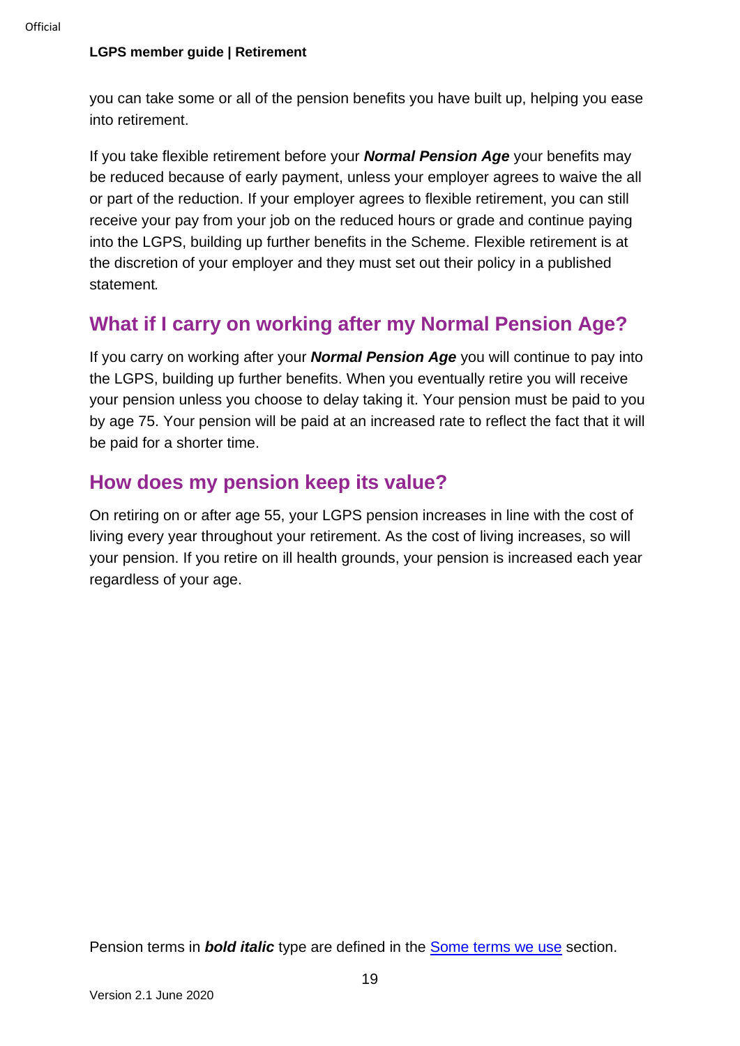you can take some or all of the pension benefits you have built up, helping you ease into retirement.

If you take flexible retirement before your ***Normal Pension Age*** your benefits may be reduced because of early payment, unless your employer agrees to waive the all or part of the reduction. If your employer agrees to flexible retirement, you can still receive your pay from your job on the reduced hours or grade and continue paying into the LGPS, building up further benefits in the Scheme. Flexible retirement is at the discretion of your employer and they must set out their policy in a published statement.

## What if I carry on working after my Normal Pension Age?

If you carry on working after your ***Normal Pension Age*** you will continue to pay into the LGPS, building up further benefits. When you eventually retire you will receive your pension unless you choose to delay taking it. Your pension must be paid to you by age 75. Your pension will be paid at an increased rate to reflect the fact that it will be paid for a shorter time.

## How does my pension keep its value?

On retiring on or after age 55, your LGPS pension increases in line with the cost of living every year throughout your retirement. As the cost of living increases, so will your pension. If you retire on ill health grounds, your pension is increased each year regardless of your age.

Pension terms in ***bold italic*** type are defined in the Some terms we use section.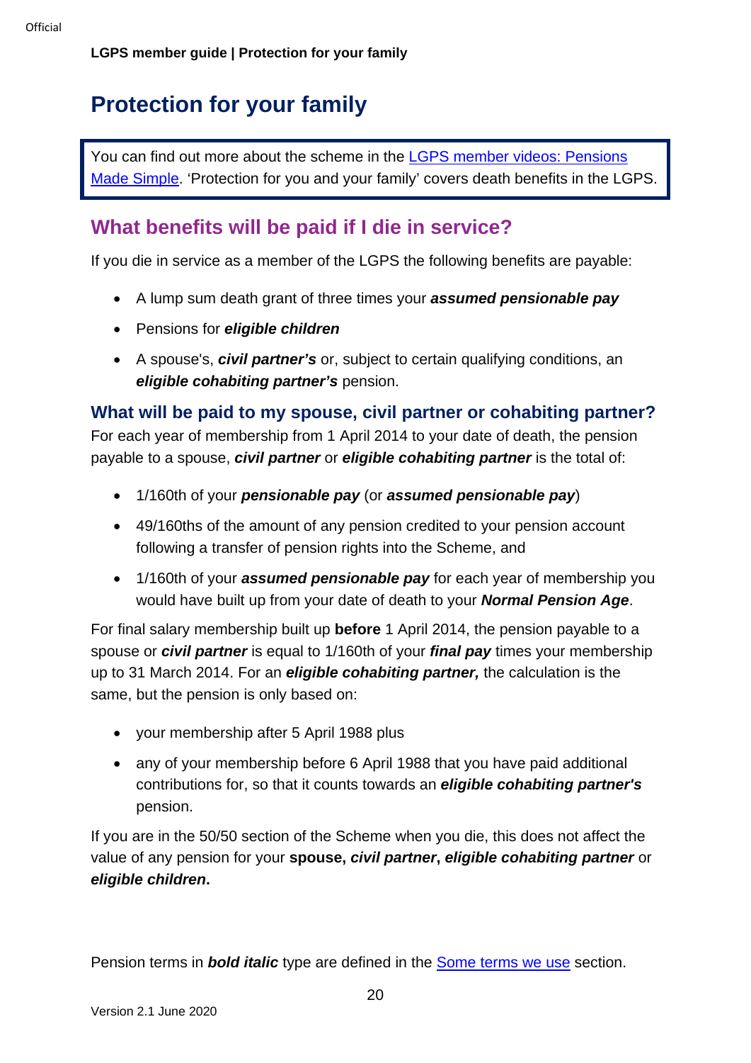# Protection for your family

You can find out more about the scheme in the [LGPS member videos: Pensions Made Simple](). 'Protection for you and your family' covers death benefits in the LGPS.

## What benefits will be paid if I die in service?

If you die in service as a member of the LGPS the following benefits are payable:

- A lump sum death grant of three times your ***assumed pensionable pay***
- Pensions for ***eligible children***
- A spouse's, ***civil partner's*** or, subject to certain qualifying conditions, an ***eligible cohabiting partner's*** pension.

### What will be paid to my spouse, civil partner or cohabiting partner?

For each year of membership from 1 April 2014 to your date of death, the pension payable to a spouse, ***civil partner*** or ***eligible cohabiting partner*** is the total of:

- 1/160th of your ***pensionable pay*** (or ***assumed pensionable pay***)
- 49/160ths of the amount of any pension credited to your pension account following a transfer of pension rights into the Scheme, and
- 1/160th of your ***assumed pensionable pay*** for each year of membership you would have built up from your date of death to your ***Normal Pension Age***.

For final salary membership built up **before** 1 April 2014, the pension payable to a spouse or ***civil partner*** is equal to 1/160th of your ***final pay*** times your membership up to 31 March 2014. For an ***eligible cohabiting partner,*** the calculation is the same, but the pension is only based on:

- your membership after 5 April 1988 plus
- any of your membership before 6 April 1988 that you have paid additional contributions for, so that it counts towards an ***eligible cohabiting partner's*** pension.

If you are in the 50/50 section of the Scheme when you die, this does not affect the value of any pension for your **spouse, *civil partner*, *eligible cohabiting partner*** or ***eligible children*.**

Pension terms in ***bold italic*** type are defined in the [Some terms we use]() section.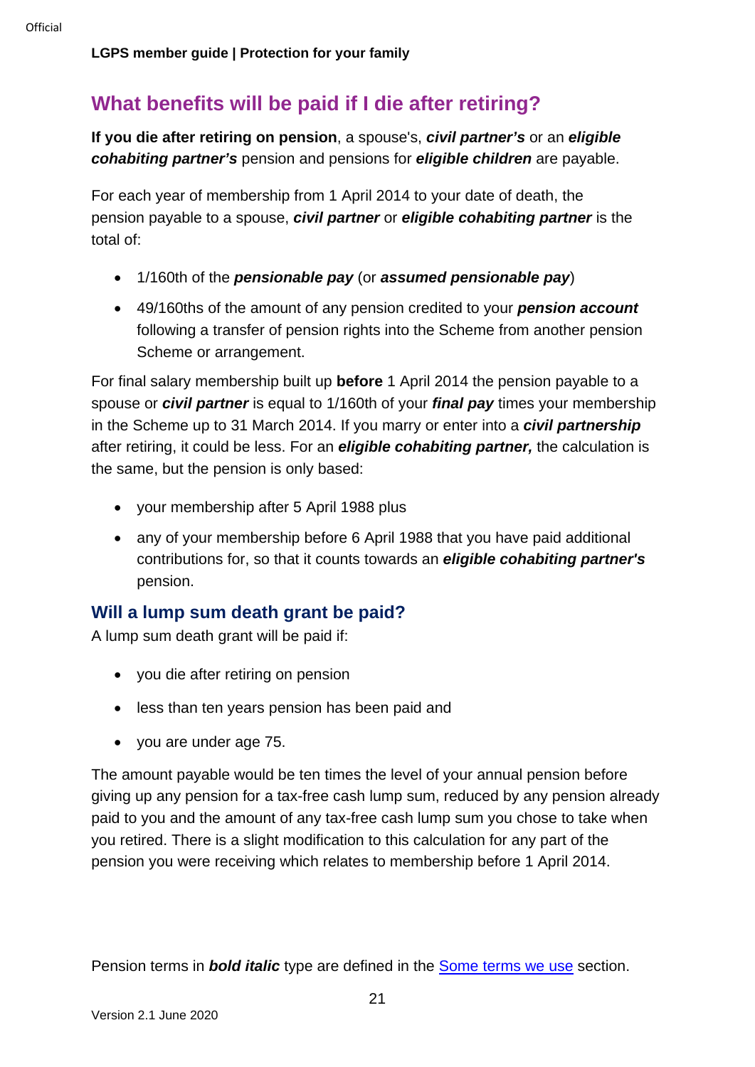## What benefits will be paid if I die after retiring?

**If you die after retiring on pension**, a spouse's, ***civil partner's*** or an ***eligible cohabiting partner's*** pension and pensions for ***eligible children*** are payable.

For each year of membership from 1 April 2014 to your date of death, the pension payable to a spouse, ***civil partner*** or ***eligible cohabiting partner*** is the total of:

- 1/160th of the ***pensionable pay*** (or ***assumed pensionable pay***)
- 49/160ths of the amount of any pension credited to your ***pension account*** following a transfer of pension rights into the Scheme from another pension Scheme or arrangement.

For final salary membership built up **before** 1 April 2014 the pension payable to a spouse or ***civil partner*** is equal to 1/160th of your ***final pay*** times your membership in the Scheme up to 31 March 2014. If you marry or enter into a ***civil partnership*** after retiring, it could be less. For an ***eligible cohabiting partner,*** the calculation is the same, but the pension is only based:

- your membership after 5 April 1988 plus
- any of your membership before 6 April 1988 that you have paid additional contributions for, so that it counts towards an ***eligible cohabiting partner's*** pension.

### Will a lump sum death grant be paid?

A lump sum death grant will be paid if:

- you die after retiring on pension
- less than ten years pension has been paid and
- you are under age 75.

The amount payable would be ten times the level of your annual pension before giving up any pension for a tax-free cash lump sum, reduced by any pension already paid to you and the amount of any tax-free cash lump sum you chose to take when you retired. There is a slight modification to this calculation for any part of the pension you were receiving which relates to membership before 1 April 2014.

Pension terms in ***bold italic*** type are defined in the Some terms we use section.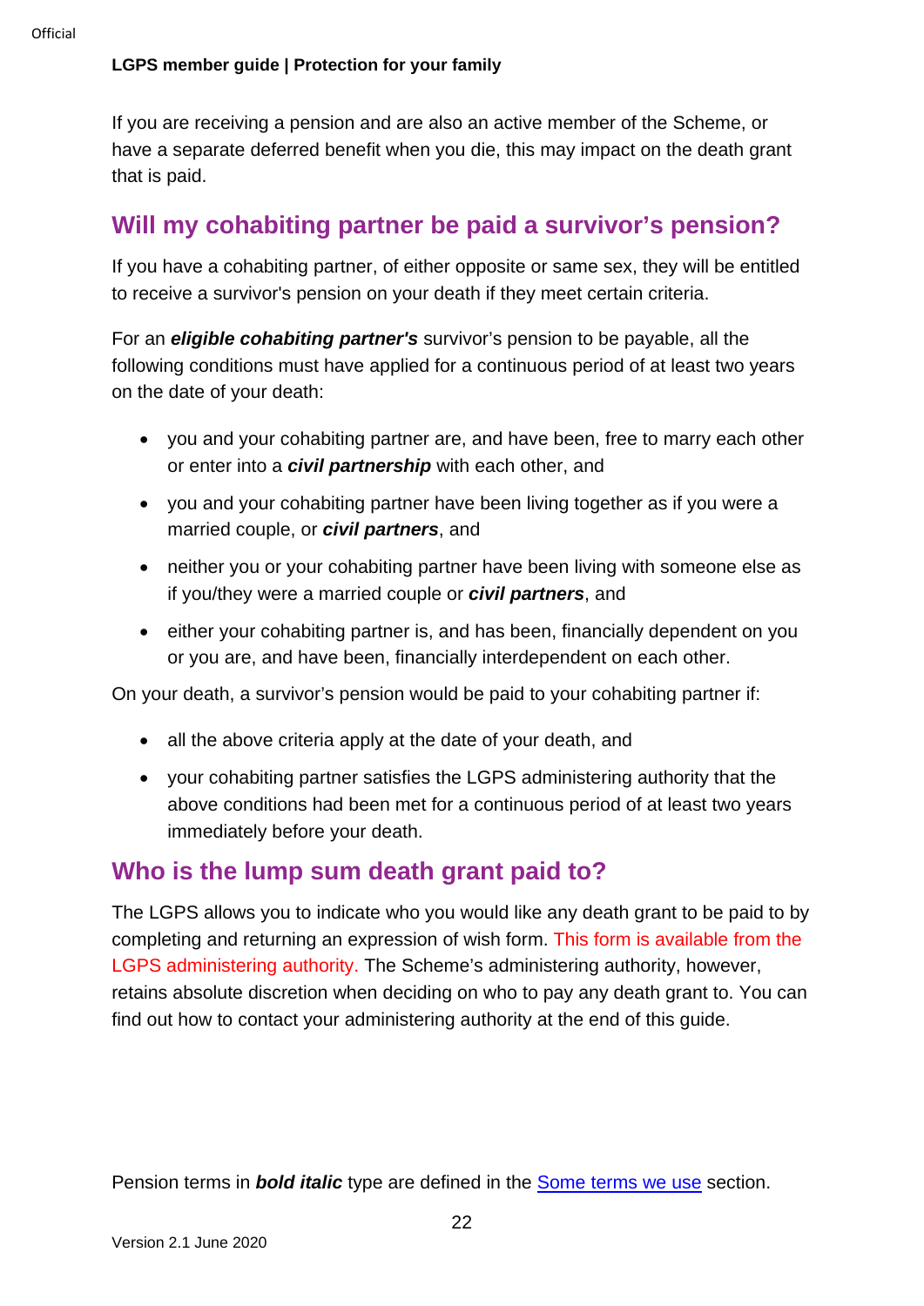If you are receiving a pension and are also an active member of the Scheme, or have a separate deferred benefit when you die, this may impact on the death grant that is paid.

## Will my cohabiting partner be paid a survivor's pension?

If you have a cohabiting partner, of either opposite or same sex, they will be entitled to receive a survivor's pension on your death if they meet certain criteria.

For an ***eligible cohabiting partner's*** survivor's pension to be payable, all the following conditions must have applied for a continuous period of at least two years on the date of your death:

- you and your cohabiting partner are, and have been, free to marry each other or enter into a ***civil partnership*** with each other, and
- you and your cohabiting partner have been living together as if you were a married couple, or ***civil partners***, and
- neither you or your cohabiting partner have been living with someone else as if you/they were a married couple or ***civil partners***, and
- either your cohabiting partner is, and has been, financially dependent on you or you are, and have been, financially interdependent on each other.

On your death, a survivor's pension would be paid to your cohabiting partner if:

- all the above criteria apply at the date of your death, and
- your cohabiting partner satisfies the LGPS administering authority that the above conditions had been met for a continuous period of at least two years immediately before your death.

## Who is the lump sum death grant paid to?

The LGPS allows you to indicate who you would like any death grant to be paid to by completing and returning an expression of wish form. This form is available from the LGPS administering authority. The Scheme's administering authority, however, retains absolute discretion when deciding on who to pay any death grant to. You can find out how to contact your administering authority at the end of this guide.

Pension terms in ***bold italic*** type are defined in the Some terms we use section.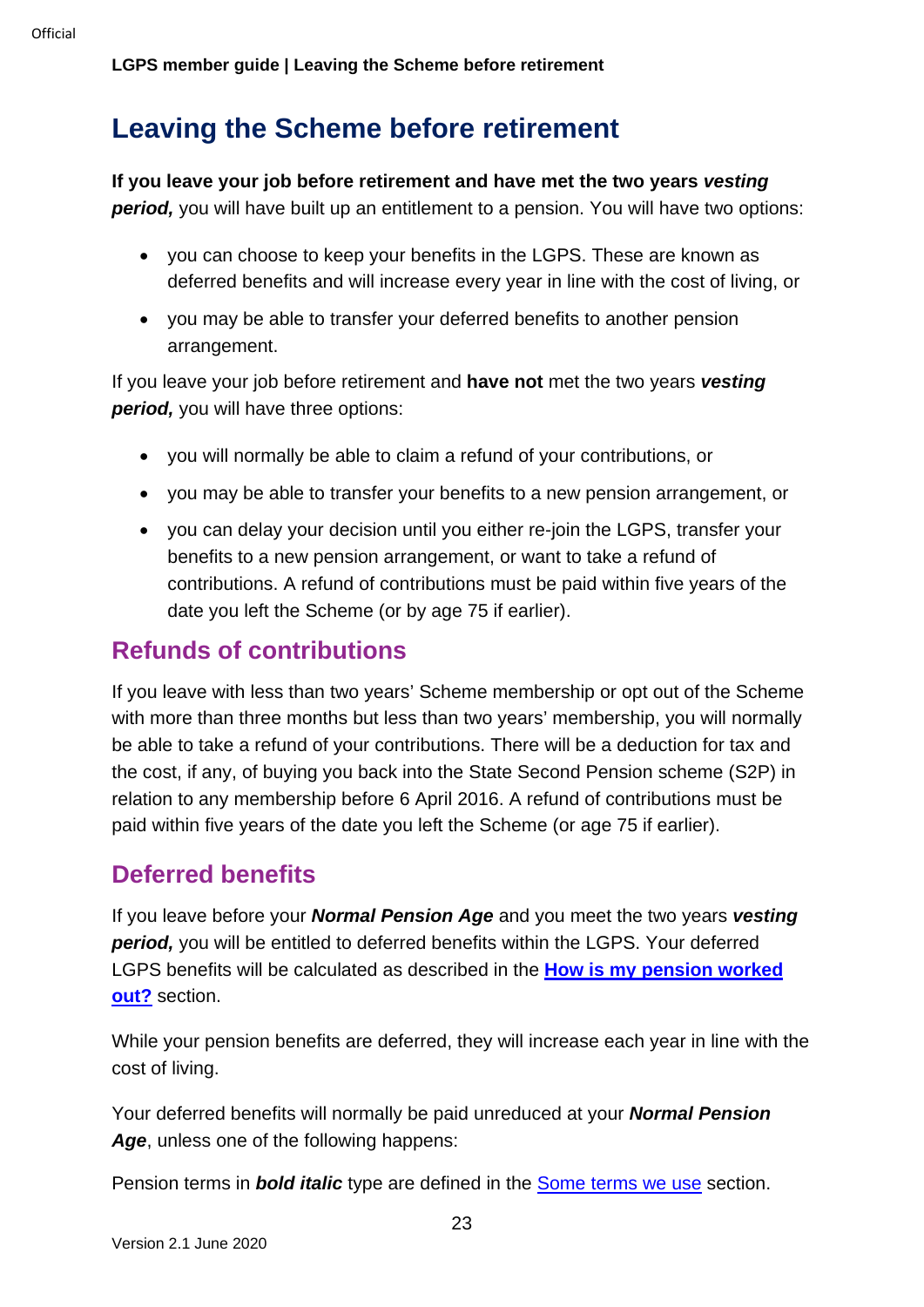# Leaving the Scheme before retirement

**If you leave your job before retirement and have met the two years *vesting period,*** you will have built up an entitlement to a pension. You will have two options:

- you can choose to keep your benefits in the LGPS. These are known as deferred benefits and will increase every year in line with the cost of living, or
- you may be able to transfer your deferred benefits to another pension arrangement.

If you leave your job before retirement and **have not** met the two years ***vesting period,*** you will have three options:

- you will normally be able to claim a refund of your contributions, or
- you may be able to transfer your benefits to a new pension arrangement, or
- you can delay your decision until you either re-join the LGPS, transfer your benefits to a new pension arrangement, or want to take a refund of contributions. A refund of contributions must be paid within five years of the date you left the Scheme (or by age 75 if earlier).

## Refunds of contributions

If you leave with less than two years' Scheme membership or opt out of the Scheme with more than three months but less than two years' membership, you will normally be able to take a refund of your contributions. There will be a deduction for tax and the cost, if any, of buying you back into the State Second Pension scheme (S2P) in relation to any membership before 6 April 2016. A refund of contributions must be paid within five years of the date you left the Scheme (or age 75 if earlier).

## Deferred benefits

If you leave before your ***Normal Pension Age*** and you meet the two years ***vesting period,*** you will be entitled to deferred benefits within the LGPS. Your deferred LGPS benefits will be calculated as described in the **How is my pension worked out?** section.

While your pension benefits are deferred, they will increase each year in line with the cost of living.

Your deferred benefits will normally be paid unreduced at your ***Normal Pension Age***, unless one of the following happens:

Pension terms in ***bold italic*** type are defined in the Some terms we use section.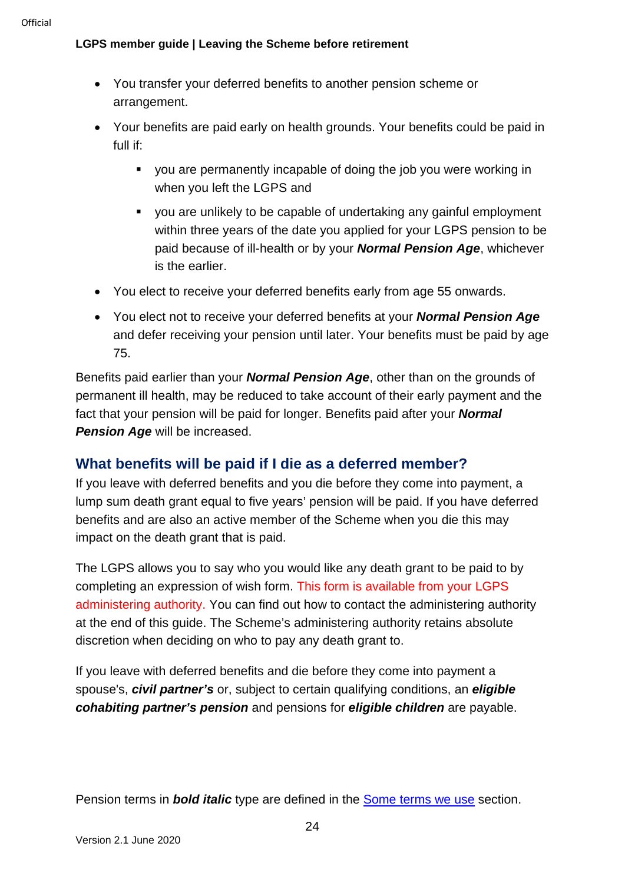- You transfer your deferred benefits to another pension scheme or arrangement.
- Your benefits are paid early on health grounds. Your benefits could be paid in full if:
  - you are permanently incapable of doing the job you were working in when you left the LGPS and
  - you are unlikely to be capable of undertaking any gainful employment within three years of the date you applied for your LGPS pension to be paid because of ill-health or by your ***Normal Pension Age***, whichever is the earlier.
- You elect to receive your deferred benefits early from age 55 onwards.
- You elect not to receive your deferred benefits at your ***Normal Pension Age*** and defer receiving your pension until later. Your benefits must be paid by age 75.

Benefits paid earlier than your ***Normal Pension Age***, other than on the grounds of permanent ill health, may be reduced to take account of their early payment and the fact that your pension will be paid for longer. Benefits paid after your ***Normal Pension Age*** will be increased.

## What benefits will be paid if I die as a deferred member?

If you leave with deferred benefits and you die before they come into payment, a lump sum death grant equal to five years' pension will be paid. If you have deferred benefits and are also an active member of the Scheme when you die this may impact on the death grant that is paid.

The LGPS allows you to say who you would like any death grant to be paid to by completing an expression of wish form. This form is available from your LGPS administering authority. You can find out how to contact the administering authority at the end of this guide. The Scheme's administering authority retains absolute discretion when deciding on who to pay any death grant to.

If you leave with deferred benefits and die before they come into payment a spouse's, ***civil partner's*** or, subject to certain qualifying conditions, an ***eligible cohabiting partner's pension*** and pensions for ***eligible children*** are payable.

Pension terms in ***bold italic*** type are defined in the [Some terms we use](#) section.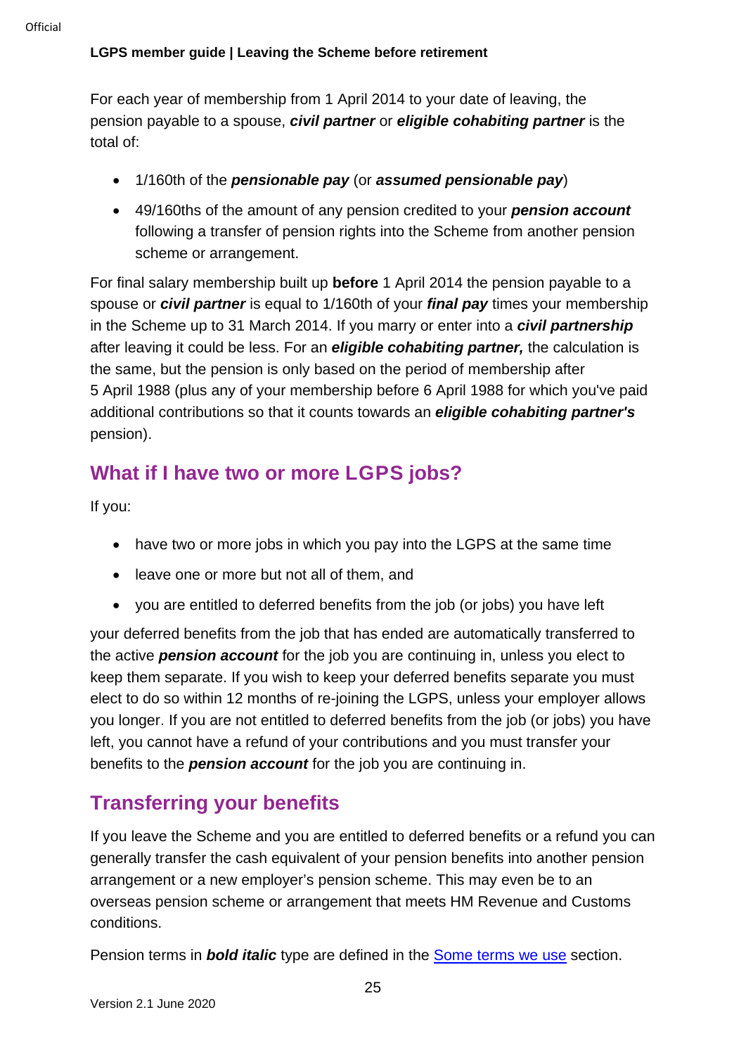For each year of membership from 1 April 2014 to your date of leaving, the pension payable to a spouse, ***civil partner*** or ***eligible cohabiting partner*** is the total of:

- 1/160th of the ***pensionable pay*** (or ***assumed pensionable pay***)
- 49/160ths of the amount of any pension credited to your ***pension account*** following a transfer of pension rights into the Scheme from another pension scheme or arrangement.

For final salary membership built up **before** 1 April 2014 the pension payable to a spouse or ***civil partner*** is equal to 1/160th of your ***final pay*** times your membership in the Scheme up to 31 March 2014. If you marry or enter into a ***civil partnership*** after leaving it could be less. For an ***eligible cohabiting partner,*** the calculation is the same, but the pension is only based on the period of membership after 5 April 1988 (plus any of your membership before 6 April 1988 for which you've paid additional contributions so that it counts towards an ***eligible cohabiting partner's*** pension).

## What if I have two or more LGPS jobs?

If you:

- have two or more jobs in which you pay into the LGPS at the same time
- leave one or more but not all of them, and
- you are entitled to deferred benefits from the job (or jobs) you have left

your deferred benefits from the job that has ended are automatically transferred to the active ***pension account*** for the job you are continuing in, unless you elect to keep them separate. If you wish to keep your deferred benefits separate you must elect to do so within 12 months of re-joining the LGPS, unless your employer allows you longer. If you are not entitled to deferred benefits from the job (or jobs) you have left, you cannot have a refund of your contributions and you must transfer your benefits to the ***pension account*** for the job you are continuing in.

## Transferring your benefits

If you leave the Scheme and you are entitled to deferred benefits or a refund you can generally transfer the cash equivalent of your pension benefits into another pension arrangement or a new employer's pension scheme. This may even be to an overseas pension scheme or arrangement that meets HM Revenue and Customs conditions.

Pension terms in ***bold italic*** type are defined in the Some terms we use section.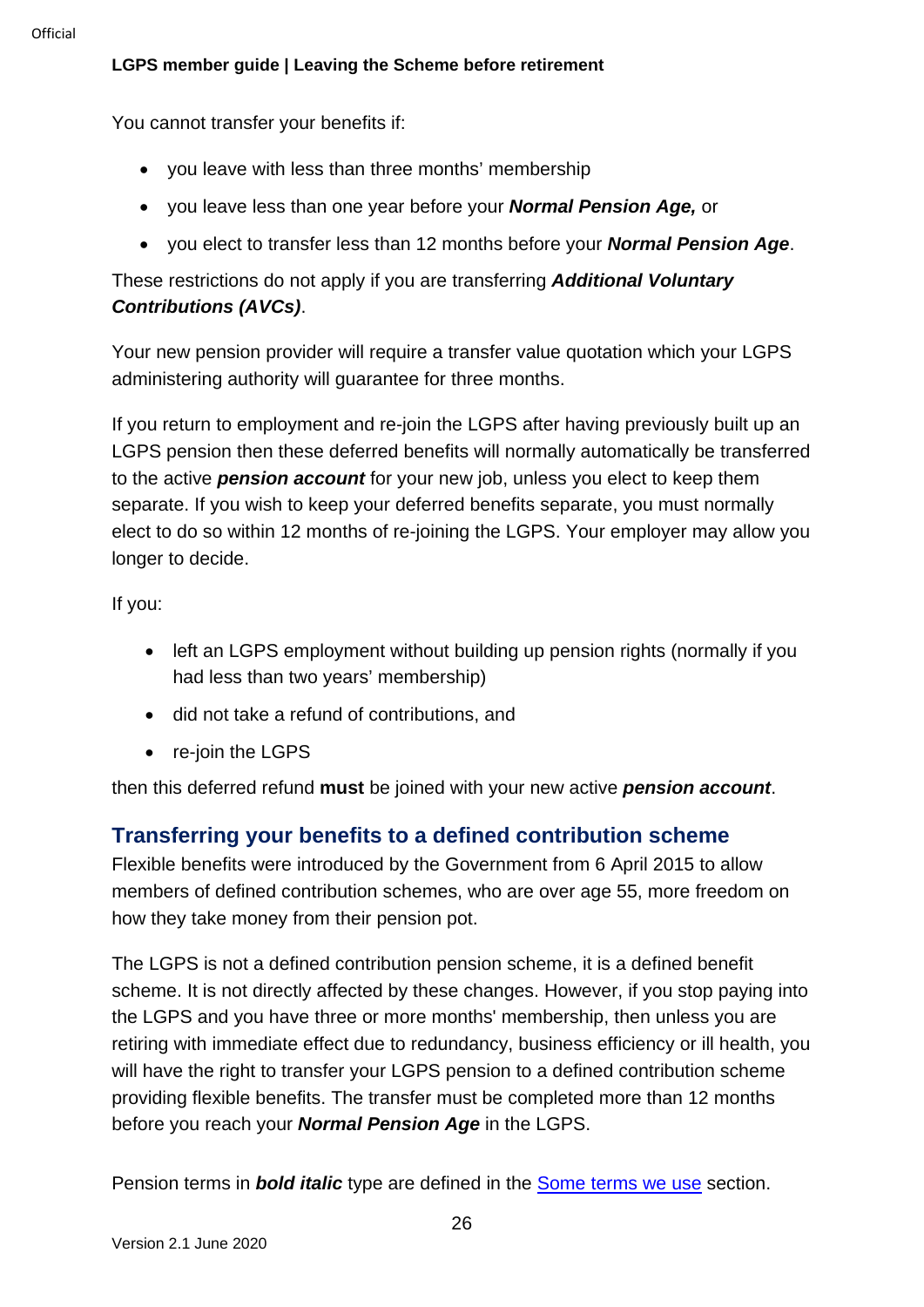You cannot transfer your benefits if:

- you leave with less than three months' membership
- you leave less than one year before your ***Normal Pension Age,*** or
- you elect to transfer less than 12 months before your ***Normal Pension Age***.

These restrictions do not apply if you are transferring ***Additional Voluntary Contributions (AVCs)***.

Your new pension provider will require a transfer value quotation which your LGPS administering authority will guarantee for three months.

If you return to employment and re-join the LGPS after having previously built up an LGPS pension then these deferred benefits will normally automatically be transferred to the active ***pension account*** for your new job, unless you elect to keep them separate. If you wish to keep your deferred benefits separate, you must normally elect to do so within 12 months of re-joining the LGPS. Your employer may allow you longer to decide.

If you:

- left an LGPS employment without building up pension rights (normally if you had less than two years' membership)
- did not take a refund of contributions, and
- re-join the LGPS

then this deferred refund **must** be joined with your new active ***pension account***.

## Transferring your benefits to a defined contribution scheme

Flexible benefits were introduced by the Government from 6 April 2015 to allow members of defined contribution schemes, who are over age 55, more freedom on how they take money from their pension pot.

The LGPS is not a defined contribution pension scheme, it is a defined benefit scheme. It is not directly affected by these changes. However, if you stop paying into the LGPS and you have three or more months' membership, then unless you are retiring with immediate effect due to redundancy, business efficiency or ill health, you will have the right to transfer your LGPS pension to a defined contribution scheme providing flexible benefits. The transfer must be completed more than 12 months before you reach your ***Normal Pension Age*** in the LGPS.

Pension terms in ***bold italic*** type are defined in the Some terms we use section.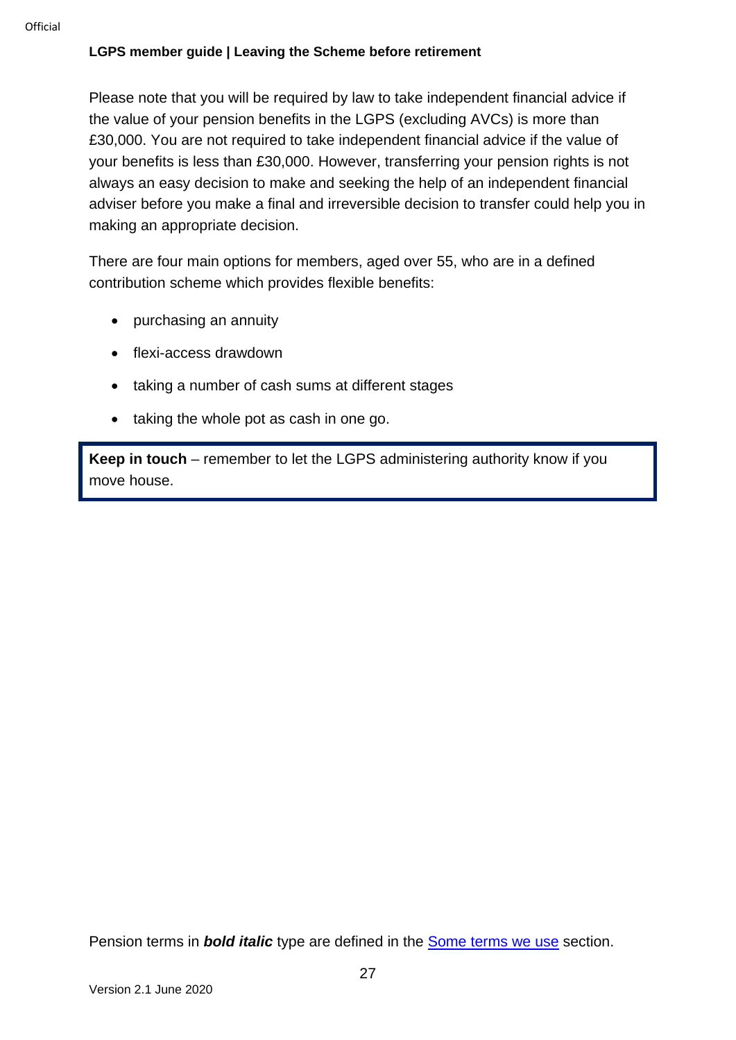Please note that you will be required by law to take independent financial advice if the value of your pension benefits in the LGPS (excluding AVCs) is more than £30,000. You are not required to take independent financial advice if the value of your benefits is less than £30,000. However, transferring your pension rights is not always an easy decision to make and seeking the help of an independent financial adviser before you make a final and irreversible decision to transfer could help you in making an appropriate decision.

There are four main options for members, aged over 55, who are in a defined contribution scheme which provides flexible benefits:

- purchasing an annuity
- flexi-access drawdown
- taking a number of cash sums at different stages
- taking the whole pot as cash in one go.

**Keep in touch** – remember to let the LGPS administering authority know if you move house.

Pension terms in ***bold italic*** type are defined in the Some terms we use section.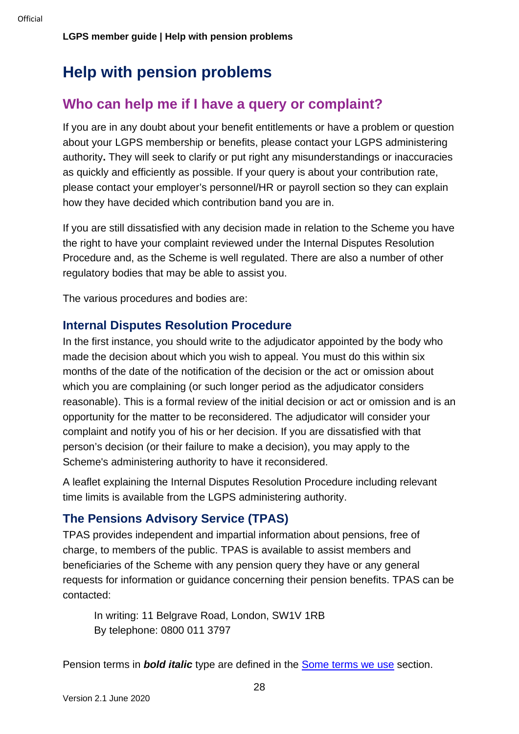# Help with pension problems

## Who can help me if I have a query or complaint?

If you are in any doubt about your benefit entitlements or have a problem or question about your LGPS membership or benefits, please contact your LGPS administering authority**.** They will seek to clarify or put right any misunderstandings or inaccuracies as quickly and efficiently as possible. If your query is about your contribution rate, please contact your employer's personnel/HR or payroll section so they can explain how they have decided which contribution band you are in.

If you are still dissatisfied with any decision made in relation to the Scheme you have the right to have your complaint reviewed under the Internal Disputes Resolution Procedure and, as the Scheme is well regulated. There are also a number of other regulatory bodies that may be able to assist you.

The various procedures and bodies are:

### Internal Disputes Resolution Procedure

In the first instance, you should write to the adjudicator appointed by the body who made the decision about which you wish to appeal. You must do this within six months of the date of the notification of the decision or the act or omission about which you are complaining (or such longer period as the adjudicator considers reasonable). This is a formal review of the initial decision or act or omission and is an opportunity for the matter to be reconsidered. The adjudicator will consider your complaint and notify you of his or her decision. If you are dissatisfied with that person's decision (or their failure to make a decision), you may apply to the Scheme's administering authority to have it reconsidered.

A leaflet explaining the Internal Disputes Resolution Procedure including relevant time limits is available from the LGPS administering authority.

### The Pensions Advisory Service (TPAS)

TPAS provides independent and impartial information about pensions, free of charge, to members of the public. TPAS is available to assist members and beneficiaries of the Scheme with any pension query they have or any general requests for information or guidance concerning their pension benefits. TPAS can be contacted:

> In writing: 11 Belgrave Road, London, SW1V 1RB
> By telephone: 0800 011 3797

Pension terms in ***bold italic*** type are defined in the [Some terms we use] section.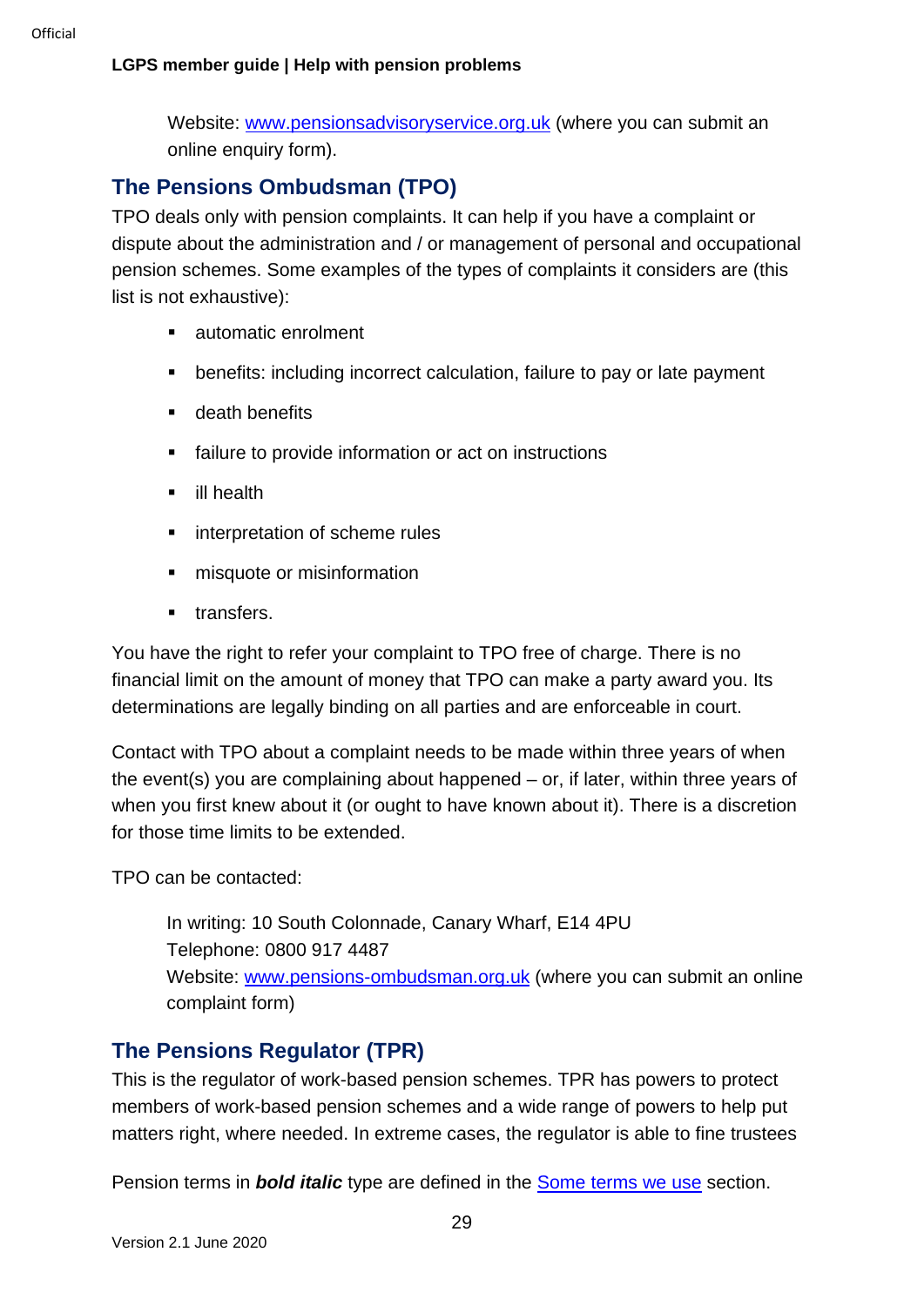Website: [www.pensionsadvisoryservice.org.uk](http://www.pensionsadvisoryservice.org.uk) (where you can submit an online enquiry form).

## The Pensions Ombudsman (TPO)

TPO deals only with pension complaints. It can help if you have a complaint or dispute about the administration and / or management of personal and occupational pension schemes. Some examples of the types of complaints it considers are (this list is not exhaustive):

- automatic enrolment
- benefits: including incorrect calculation, failure to pay or late payment
- death benefits
- failure to provide information or act on instructions
- ill health
- interpretation of scheme rules
- misquote or misinformation
- transfers.

You have the right to refer your complaint to TPO free of charge. There is no financial limit on the amount of money that TPO can make a party award you. Its determinations are legally binding on all parties and are enforceable in court.

Contact with TPO about a complaint needs to be made within three years of when the event(s) you are complaining about happened – or, if later, within three years of when you first knew about it (or ought to have known about it). There is a discretion for those time limits to be extended.

TPO can be contacted:

In writing: 10 South Colonnade, Canary Wharf, E14 4PU
Telephone: 0800 917 4487
Website: [www.pensions-ombudsman.org.uk](http://www.pensions-ombudsman.org.uk) (where you can submit an online complaint form)

## The Pensions Regulator (TPR)

This is the regulator of work-based pension schemes. TPR has powers to protect members of work-based pension schemes and a wide range of powers to help put matters right, where needed. In extreme cases, the regulator is able to fine trustees

Pension terms in ***bold italic*** type are defined in the Some terms we use section.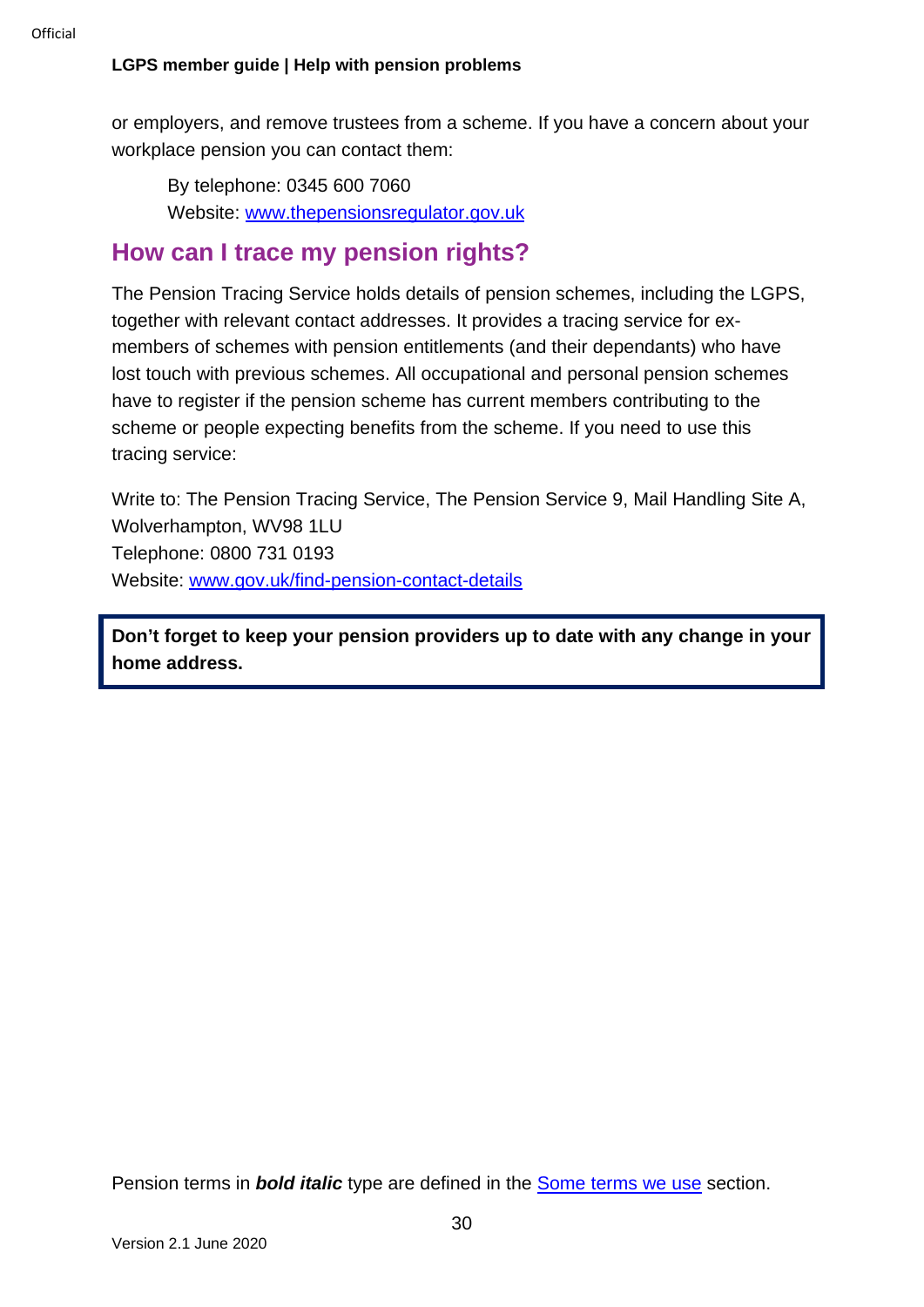or employers, and remove trustees from a scheme. If you have a concern about your workplace pension you can contact them:

By telephone: 0345 600 7060
Website: [www.thepensionsregulator.gov.uk](http://www.thepensionsregulator.gov.uk)

## How can I trace my pension rights?

The Pension Tracing Service holds details of pension schemes, including the LGPS, together with relevant contact addresses. It provides a tracing service for ex-members of schemes with pension entitlements (and their dependants) who have lost touch with previous schemes. All occupational and personal pension schemes have to register if the pension scheme has current members contributing to the scheme or people expecting benefits from the scheme. If you need to use this tracing service:

Write to: The Pension Tracing Service, The Pension Service 9, Mail Handling Site A, Wolverhampton, WV98 1LU
Telephone: 0800 731 0193
Website: [www.gov.uk/find-pension-contact-details](http://www.gov.uk/find-pension-contact-details)

**Don't forget to keep your pension providers up to date with any change in your home address.**

Pension terms in ***bold italic*** type are defined in the [Some terms we use](#) section.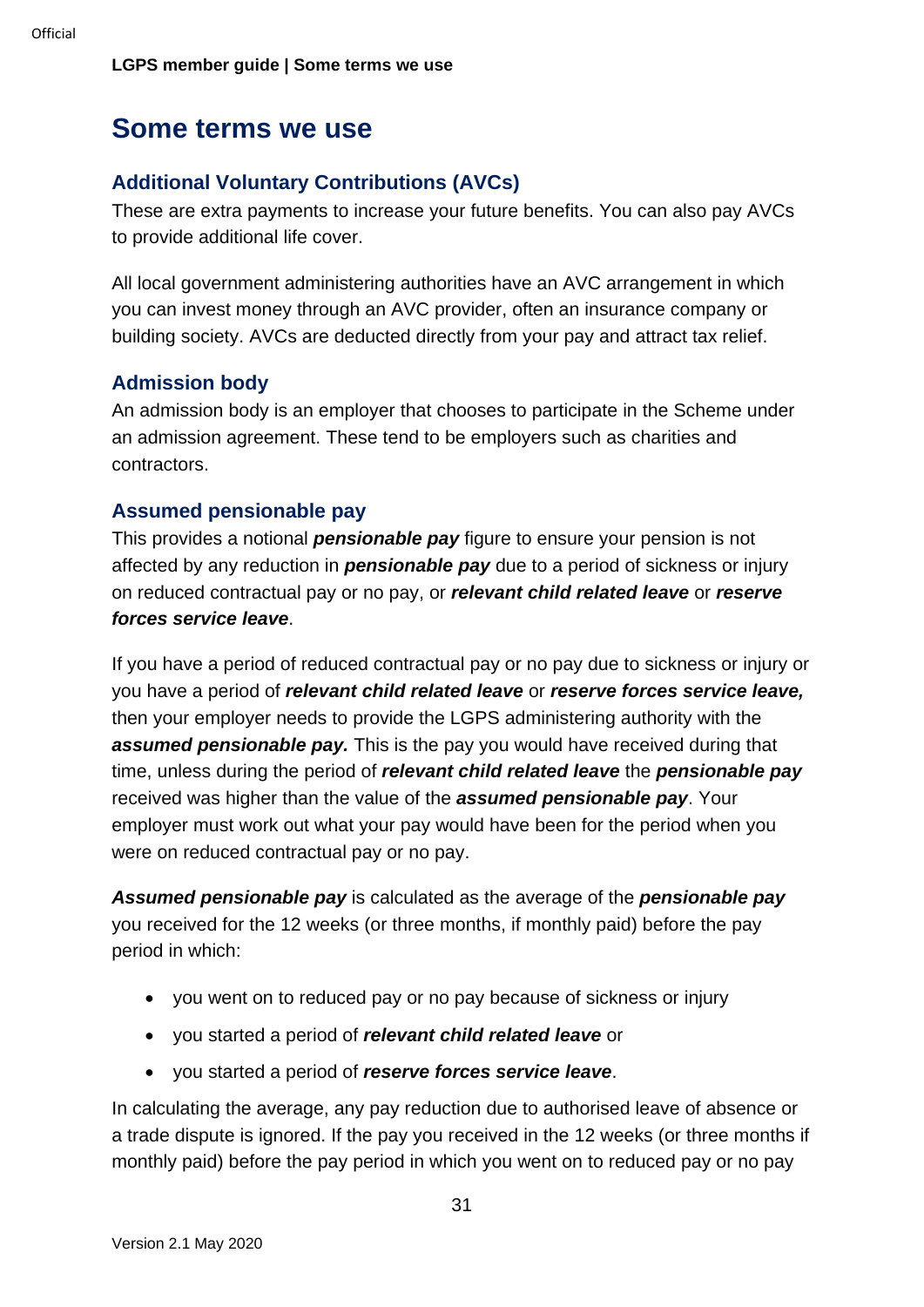# Some terms we use

## Additional Voluntary Contributions (AVCs)

These are extra payments to increase your future benefits. You can also pay AVCs to provide additional life cover.

All local government administering authorities have an AVC arrangement in which you can invest money through an AVC provider, often an insurance company or building society. AVCs are deducted directly from your pay and attract tax relief.

## Admission body

An admission body is an employer that chooses to participate in the Scheme under an admission agreement. These tend to be employers such as charities and contractors.

## Assumed pensionable pay

This provides a notional ***pensionable pay*** figure to ensure your pension is not affected by any reduction in ***pensionable pay*** due to a period of sickness or injury on reduced contractual pay or no pay, or ***relevant child related leave*** or ***reserve forces service leave***.

If you have a period of reduced contractual pay or no pay due to sickness or injury or you have a period of ***relevant child related leave*** or ***reserve forces service leave,*** then your employer needs to provide the LGPS administering authority with the ***assumed pensionable pay.*** This is the pay you would have received during that time, unless during the period of ***relevant child related leave*** the ***pensionable pay*** received was higher than the value of the ***assumed pensionable pay***. Your employer must work out what your pay would have been for the period when you were on reduced contractual pay or no pay.

***Assumed pensionable pay*** is calculated as the average of the ***pensionable pay*** you received for the 12 weeks (or three months, if monthly paid) before the pay period in which:

- you went on to reduced pay or no pay because of sickness or injury
- you started a period of ***relevant child related leave*** or
- you started a period of ***reserve forces service leave***.

In calculating the average, any pay reduction due to authorised leave of absence or a trade dispute is ignored. If the pay you received in the 12 weeks (or three months if monthly paid) before the pay period in which you went on to reduced pay or no pay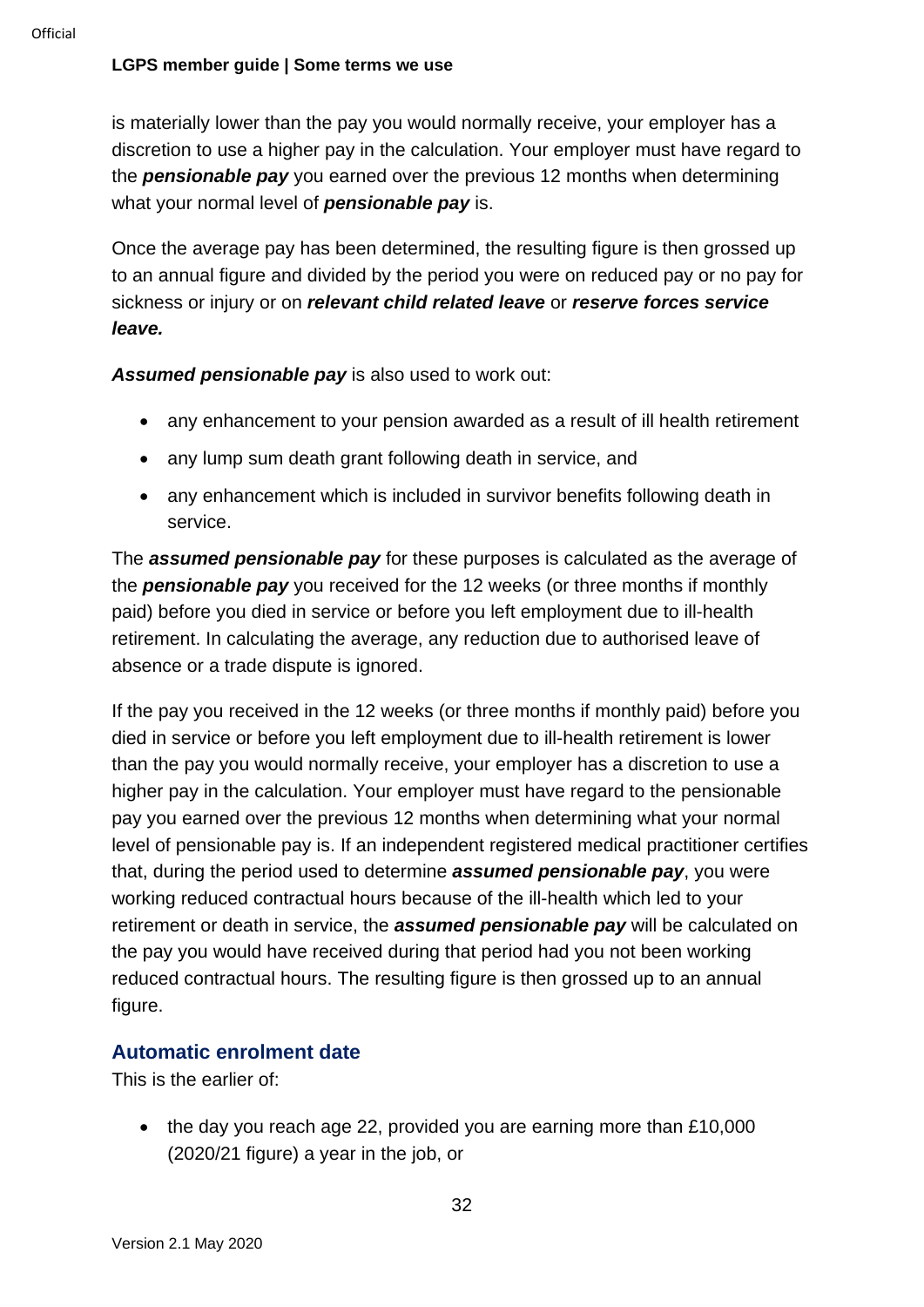is materially lower than the pay you would normally receive, your employer has a discretion to use a higher pay in the calculation. Your employer must have regard to the ***pensionable pay*** you earned over the previous 12 months when determining what your normal level of ***pensionable pay*** is.

Once the average pay has been determined, the resulting figure is then grossed up to an annual figure and divided by the period you were on reduced pay or no pay for sickness or injury or on ***relevant child related leave*** or ***reserve forces service leave.***

***Assumed pensionable pay*** is also used to work out:

- any enhancement to your pension awarded as a result of ill health retirement
- any lump sum death grant following death in service, and
- any enhancement which is included in survivor benefits following death in service.

The ***assumed pensionable pay*** for these purposes is calculated as the average of the ***pensionable pay*** you received for the 12 weeks (or three months if monthly paid) before you died in service or before you left employment due to ill-health retirement. In calculating the average, any reduction due to authorised leave of absence or a trade dispute is ignored.

If the pay you received in the 12 weeks (or three months if monthly paid) before you died in service or before you left employment due to ill-health retirement is lower than the pay you would normally receive, your employer has a discretion to use a higher pay in the calculation. Your employer must have regard to the pensionable pay you earned over the previous 12 months when determining what your normal level of pensionable pay is. If an independent registered medical practitioner certifies that, during the period used to determine ***assumed pensionable pay***, you were working reduced contractual hours because of the ill-health which led to your retirement or death in service, the ***assumed pensionable pay*** will be calculated on the pay you would have received during that period had you not been working reduced contractual hours. The resulting figure is then grossed up to an annual figure.

## Automatic enrolment date

This is the earlier of:

- the day you reach age 22, provided you are earning more than £10,000 (2020/21 figure) a year in the job, or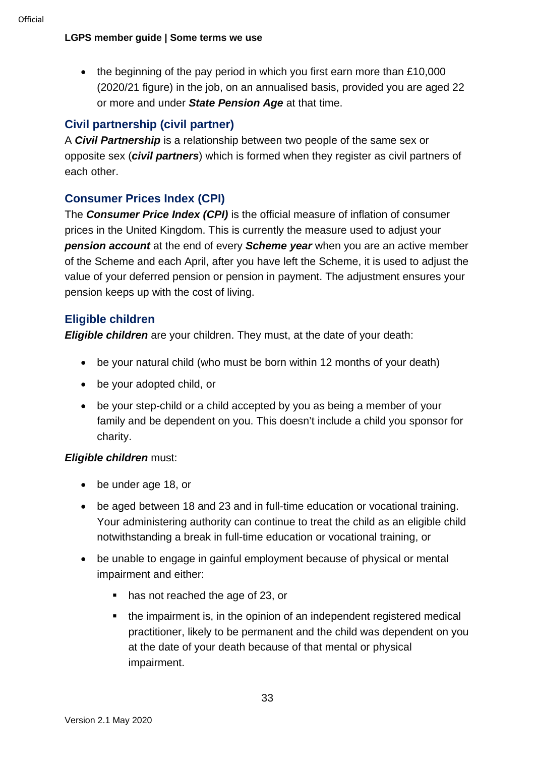- the beginning of the pay period in which you first earn more than £10,000 (2020/21 figure) in the job, on an annualised basis, provided you are aged 22 or more and under ***State Pension Age*** at that time.

### Civil partnership (civil partner)

A ***Civil Partnership*** is a relationship between two people of the same sex or opposite sex (***civil partners***) which is formed when they register as civil partners of each other.

### Consumer Prices Index (CPI)

The ***Consumer Price Index (CPI)*** is the official measure of inflation of consumer prices in the United Kingdom. This is currently the measure used to adjust your ***pension account*** at the end of every ***Scheme year*** when you are an active member of the Scheme and each April, after you have left the Scheme, it is used to adjust the value of your deferred pension or pension in payment. The adjustment ensures your pension keeps up with the cost of living.

### Eligible children

***Eligible children*** are your children. They must, at the date of your death:

- be your natural child (who must be born within 12 months of your death)
- be your adopted child, or
- be your step-child or a child accepted by you as being a member of your family and be dependent on you. This doesn't include a child you sponsor for charity.

***Eligible children*** must:

- be under age 18, or
- be aged between 18 and 23 and in full-time education or vocational training. Your administering authority can continue to treat the child as an eligible child notwithstanding a break in full-time education or vocational training, or
- be unable to engage in gainful employment because of physical or mental impairment and either:
  - has not reached the age of 23, or
  - the impairment is, in the opinion of an independent registered medical practitioner, likely to be permanent and the child was dependent on you at the date of your death because of that mental or physical impairment.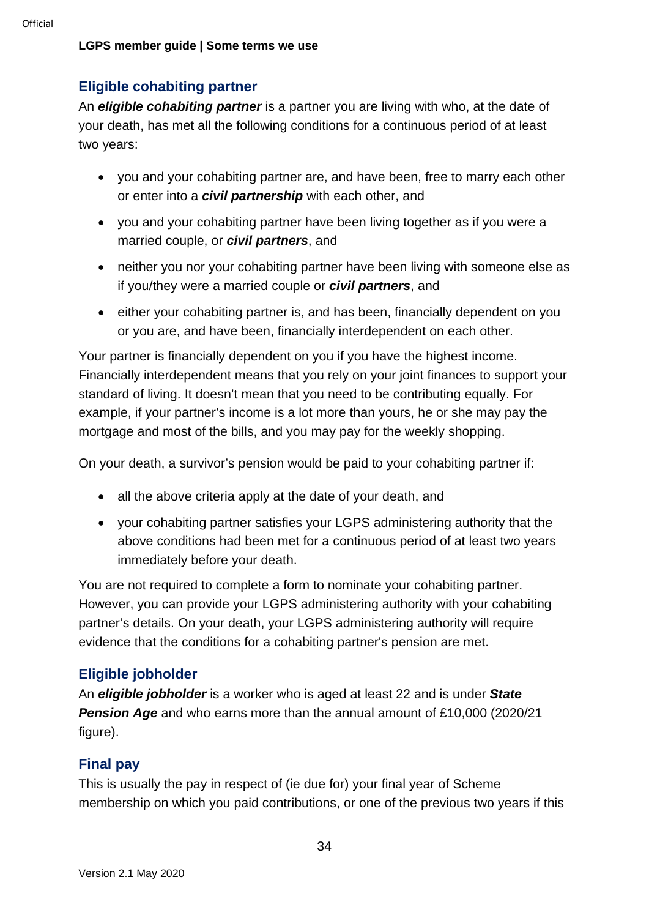## Eligible cohabiting partner

An ***eligible cohabiting partner*** is a partner you are living with who, at the date of your death, has met all the following conditions for a continuous period of at least two years:

- you and your cohabiting partner are, and have been, free to marry each other or enter into a ***civil partnership*** with each other, and
- you and your cohabiting partner have been living together as if you were a married couple, or ***civil partners***, and
- neither you nor your cohabiting partner have been living with someone else as if you/they were a married couple or ***civil partners***, and
- either your cohabiting partner is, and has been, financially dependent on you or you are, and have been, financially interdependent on each other.

Your partner is financially dependent on you if you have the highest income. Financially interdependent means that you rely on your joint finances to support your standard of living. It doesn't mean that you need to be contributing equally. For example, if your partner's income is a lot more than yours, he or she may pay the mortgage and most of the bills, and you may pay for the weekly shopping.

On your death, a survivor's pension would be paid to your cohabiting partner if:

- all the above criteria apply at the date of your death, and
- your cohabiting partner satisfies your LGPS administering authority that the above conditions had been met for a continuous period of at least two years immediately before your death.

You are not required to complete a form to nominate your cohabiting partner. However, you can provide your LGPS administering authority with your cohabiting partner's details. On your death, your LGPS administering authority will require evidence that the conditions for a cohabiting partner's pension are met.

## Eligible jobholder

An ***eligible jobholder*** is a worker who is aged at least 22 and is under ***State Pension Age*** and who earns more than the annual amount of £10,000 (2020/21 figure).

## Final pay

This is usually the pay in respect of (ie due for) your final year of Scheme membership on which you paid contributions, or one of the previous two years if this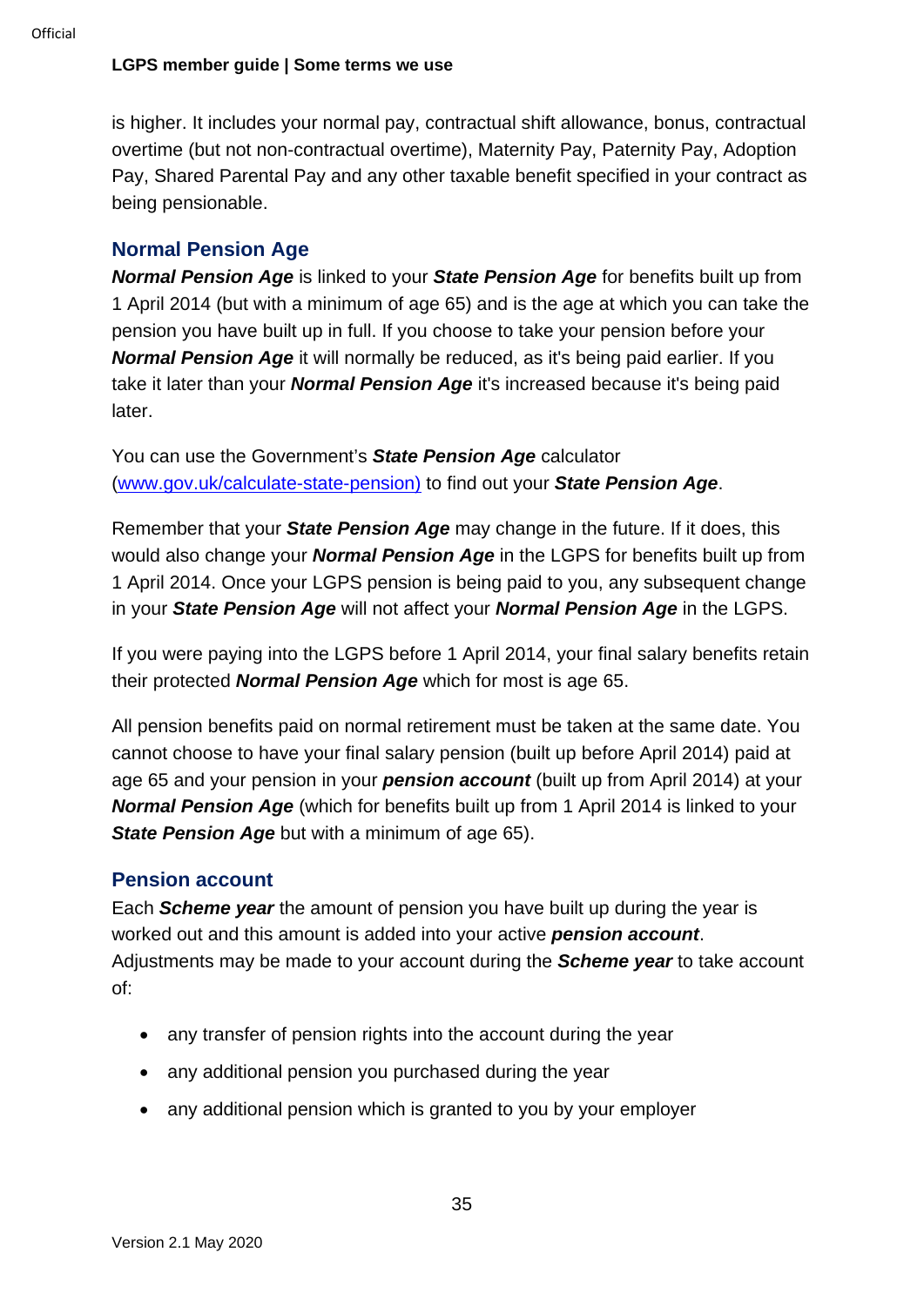is higher. It includes your normal pay, contractual shift allowance, bonus, contractual overtime (but not non-contractual overtime), Maternity Pay, Paternity Pay, Adoption Pay, Shared Parental Pay and any other taxable benefit specified in your contract as being pensionable.

## Normal Pension Age

***Normal Pension Age*** is linked to your ***State Pension Age*** for benefits built up from 1 April 2014 (but with a minimum of age 65) and is the age at which you can take the pension you have built up in full. If you choose to take your pension before your ***Normal Pension Age*** it will normally be reduced, as it's being paid earlier. If you take it later than your ***Normal Pension Age*** it's increased because it's being paid later.

You can use the Government's ***State Pension Age*** calculator ([www.gov.uk/calculate-state-pension)](www.gov.uk/calculate-state-pension) to find out your ***State Pension Age***.

Remember that your ***State Pension Age*** may change in the future. If it does, this would also change your ***Normal Pension Age*** in the LGPS for benefits built up from 1 April 2014. Once your LGPS pension is being paid to you, any subsequent change in your ***State Pension Age*** will not affect your ***Normal Pension Age*** in the LGPS.

If you were paying into the LGPS before 1 April 2014, your final salary benefits retain their protected ***Normal Pension Age*** which for most is age 65.

All pension benefits paid on normal retirement must be taken at the same date. You cannot choose to have your final salary pension (built up before April 2014) paid at age 65 and your pension in your ***pension account*** (built up from April 2014) at your ***Normal Pension Age*** (which for benefits built up from 1 April 2014 is linked to your ***State Pension Age*** but with a minimum of age 65).

## Pension account

Each ***Scheme year*** the amount of pension you have built up during the year is worked out and this amount is added into your active ***pension account***. Adjustments may be made to your account during the ***Scheme year*** to take account of:

- any transfer of pension rights into the account during the year
- any additional pension you purchased during the year
- any additional pension which is granted to you by your employer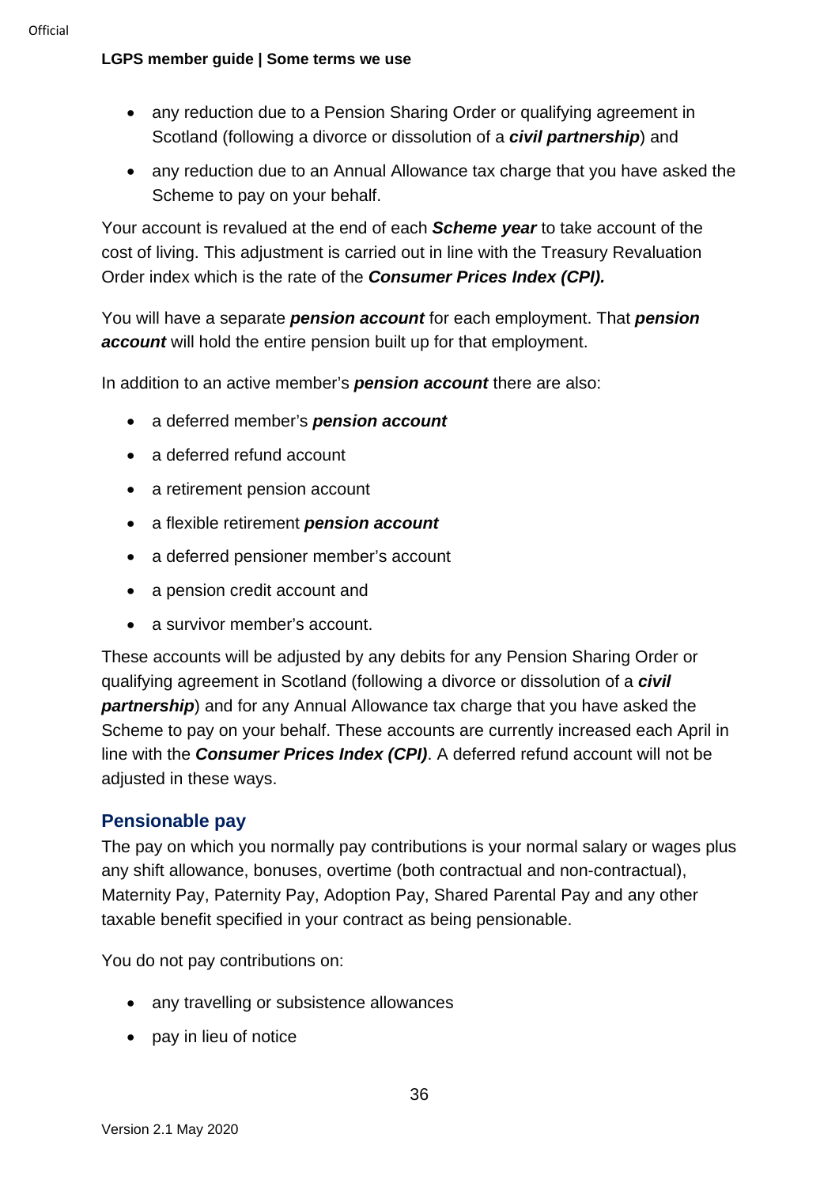- any reduction due to a Pension Sharing Order or qualifying agreement in Scotland (following a divorce or dissolution of a ***civil partnership***) and
- any reduction due to an Annual Allowance tax charge that you have asked the Scheme to pay on your behalf.

Your account is revalued at the end of each ***Scheme year*** to take account of the cost of living. This adjustment is carried out in line with the Treasury Revaluation Order index which is the rate of the ***Consumer Prices Index (CPI).***

You will have a separate ***pension account*** for each employment. That ***pension account*** will hold the entire pension built up for that employment.

In addition to an active member's ***pension account*** there are also:

- a deferred member's ***pension account***
- a deferred refund account
- a retirement pension account
- a flexible retirement ***pension account***
- a deferred pensioner member's account
- a pension credit account and
- a survivor member's account.

These accounts will be adjusted by any debits for any Pension Sharing Order or qualifying agreement in Scotland (following a divorce or dissolution of a ***civil partnership***) and for any Annual Allowance tax charge that you have asked the Scheme to pay on your behalf. These accounts are currently increased each April in line with the ***Consumer Prices Index (CPI)***. A deferred refund account will not be adjusted in these ways.

## Pensionable pay

The pay on which you normally pay contributions is your normal salary or wages plus any shift allowance, bonuses, overtime (both contractual and non-contractual), Maternity Pay, Paternity Pay, Adoption Pay, Shared Parental Pay and any other taxable benefit specified in your contract as being pensionable.

You do not pay contributions on:

- any travelling or subsistence allowances
- pay in lieu of notice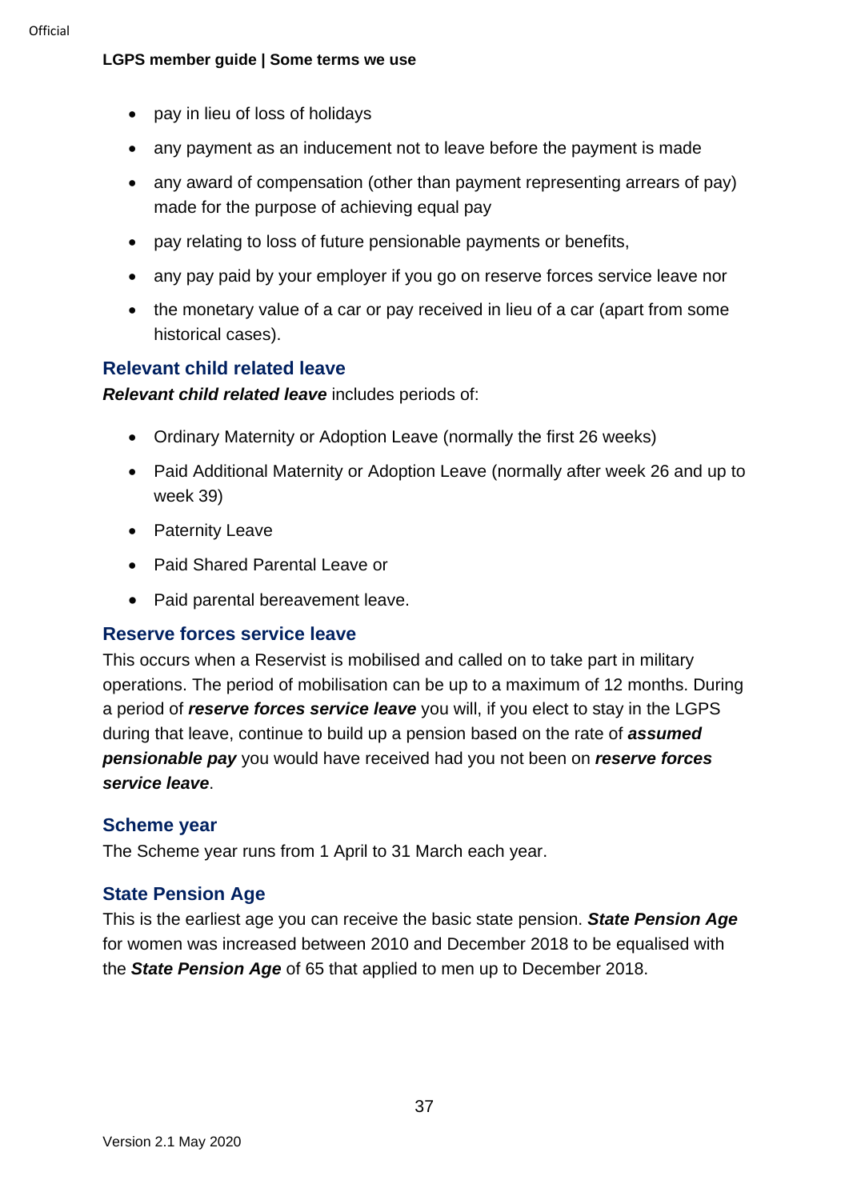- pay in lieu of loss of holidays
- any payment as an inducement not to leave before the payment is made
- any award of compensation (other than payment representing arrears of pay) made for the purpose of achieving equal pay
- pay relating to loss of future pensionable payments or benefits,
- any pay paid by your employer if you go on reserve forces service leave nor
- the monetary value of a car or pay received in lieu of a car (apart from some historical cases).

## Relevant child related leave

***Relevant child related leave*** includes periods of:

- Ordinary Maternity or Adoption Leave (normally the first 26 weeks)
- Paid Additional Maternity or Adoption Leave (normally after week 26 and up to week 39)
- Paternity Leave
- Paid Shared Parental Leave or
- Paid parental bereavement leave.

## Reserve forces service leave

This occurs when a Reservist is mobilised and called on to take part in military operations. The period of mobilisation can be up to a maximum of 12 months. During a period of ***reserve forces service leave*** you will, if you elect to stay in the LGPS during that leave, continue to build up a pension based on the rate of ***assumed pensionable pay*** you would have received had you not been on ***reserve forces service leave***.

## Scheme year

The Scheme year runs from 1 April to 31 March each year.

## State Pension Age

This is the earliest age you can receive the basic state pension. ***State Pension Age*** for women was increased between 2010 and December 2018 to be equalised with the ***State Pension Age*** of 65 that applied to men up to December 2018.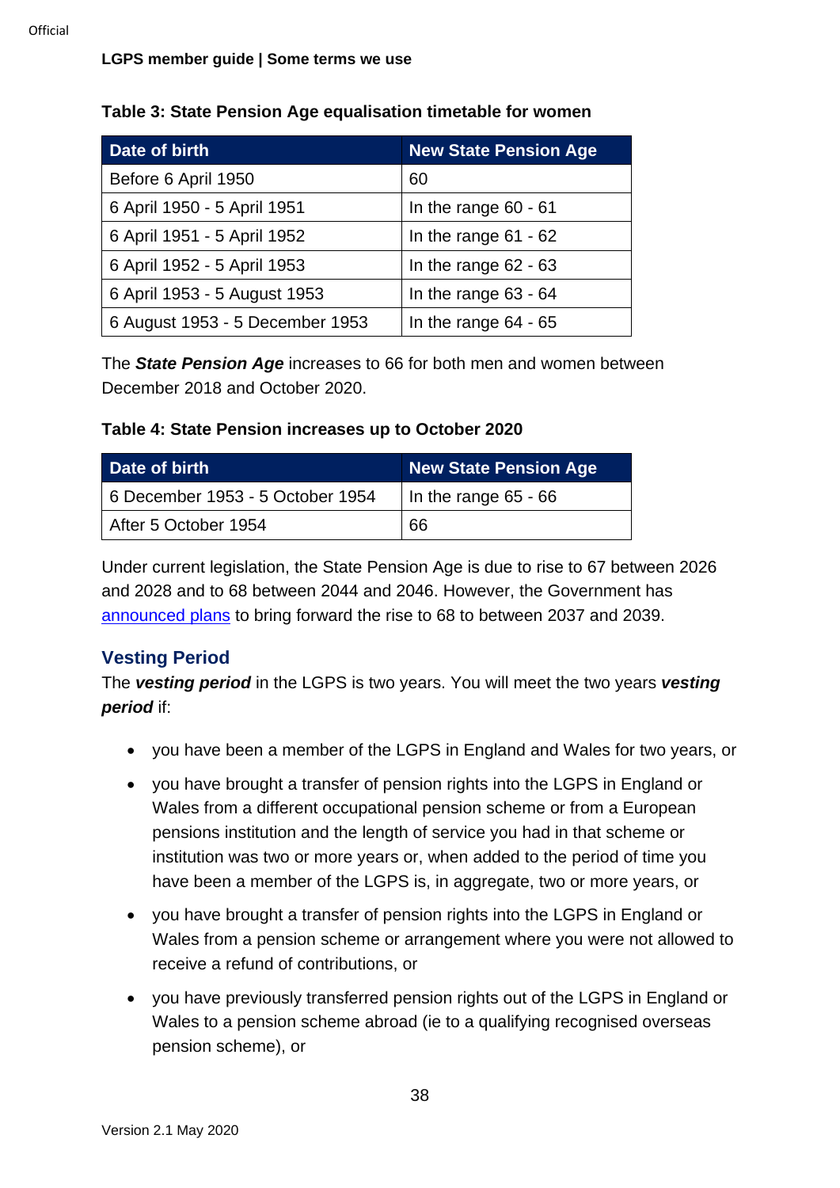**Table 3: State Pension Age equalisation timetable for women**

| Date of birth | New State Pension Age |
| --- | --- |
| Before 6 April 1950 | 60 |
| 6 April 1950 - 5 April 1951 | In the range 60 - 61 |
| 6 April 1951 - 5 April 1952 | In the range 61 - 62 |
| 6 April 1952 - 5 April 1953 | In the range 62 - 63 |
| 6 April 1953 - 5 August 1953 | In the range 63 - 64 |
| 6 August 1953 - 5 December 1953 | In the range 64 - 65 |

The ***State Pension Age*** increases to 66 for both men and women between December 2018 and October 2020.

**Table 4: State Pension increases up to October 2020**

| Date of birth | New State Pension Age |
| --- | --- |
| 6 December 1953 - 5 October 1954 | In the range 65 - 66 |
| After 5 October 1954 | 66 |

Under current legislation, the State Pension Age is due to rise to 67 between 2026 and 2028 and to 68 between 2044 and 2046. However, the Government has announced plans to bring forward the rise to 68 to between 2037 and 2039.

## Vesting Period

The ***vesting period*** in the LGPS is two years. You will meet the two years ***vesting period*** if:

- you have been a member of the LGPS in England and Wales for two years, or
- you have brought a transfer of pension rights into the LGPS in England or Wales from a different occupational pension scheme or from a European pensions institution and the length of service you had in that scheme or institution was two or more years or, when added to the period of time you have been a member of the LGPS is, in aggregate, two or more years, or
- you have brought a transfer of pension rights into the LGPS in England or Wales from a pension scheme or arrangement where you were not allowed to receive a refund of contributions, or
- you have previously transferred pension rights out of the LGPS in England or Wales to a pension scheme abroad (ie to a qualifying recognised overseas pension scheme), or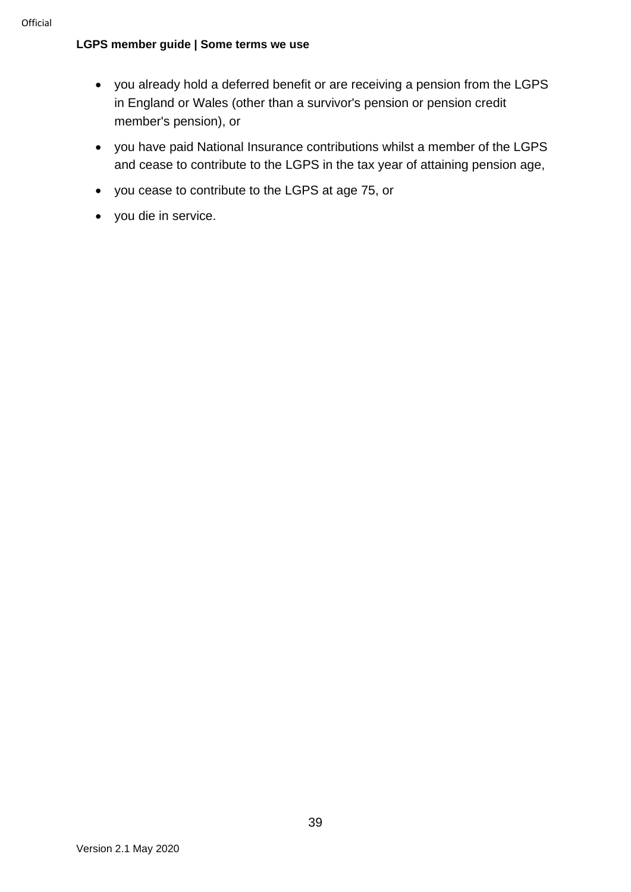- you already hold a deferred benefit or are receiving a pension from the LGPS in England or Wales (other than a survivor's pension or pension credit member's pension), or
- you have paid National Insurance contributions whilst a member of the LGPS and cease to contribute to the LGPS in the tax year of attaining pension age,
- you cease to contribute to the LGPS at age 75, or
- you die in service.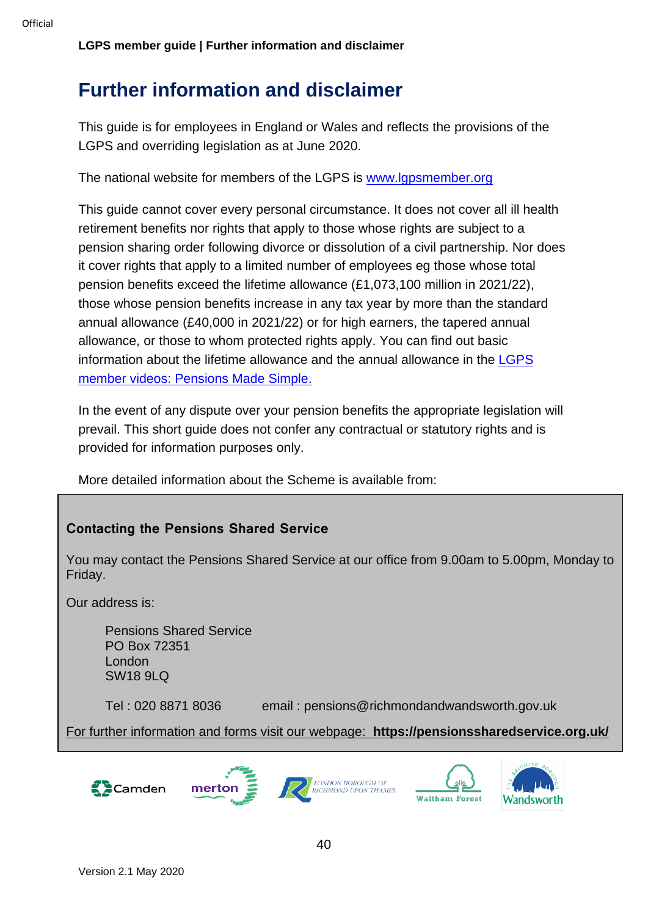Official

# Further information and disclaimer

This guide is for employees in England or Wales and reflects the provisions of the LGPS and overriding legislation as at June 2020.

The national website for members of the LGPS is [www.lgpsmember.org](http://www.lgpsmember.org)

This guide cannot cover every personal circumstance. It does not cover all ill health retirement benefits nor rights that apply to those whose rights are subject to a pension sharing order following divorce or dissolution of a civil partnership. Nor does it cover rights that apply to a limited number of employees eg those whose total pension benefits exceed the lifetime allowance (£1,073,100 million in 2021/22), those whose pension benefits increase in any tax year by more than the standard annual allowance (£40,000 in 2021/22) or for high earners, the tapered annual allowance, or those to whom protected rights apply. You can find out basic information about the lifetime allowance and the annual allowance in the LGPS member videos: Pensions Made Simple.

In the event of any dispute over your pension benefits the appropriate legislation will prevail. This short guide does not confer any contractual or statutory rights and is provided for information purposes only.

More detailed information about the Scheme is available from:

**Contacting the Pensions Shared Service**

You may contact the Pensions Shared Service at our office from 9.00am to 5.00pm, Monday to Friday.

Our address is:

Pensions Shared Service
PO Box 72351
London
SW18 9LQ

Tel : 020 8871 8036  email : pensions@richmondandwandsworth.gov.uk

For further information and forms visit our webpage: **https://pensionssharedservice.org.uk/**

Camden | merton | London Borough of Richmond upon Thames | Waltham Forest | Wandsworth

Version 2.1 May 2020